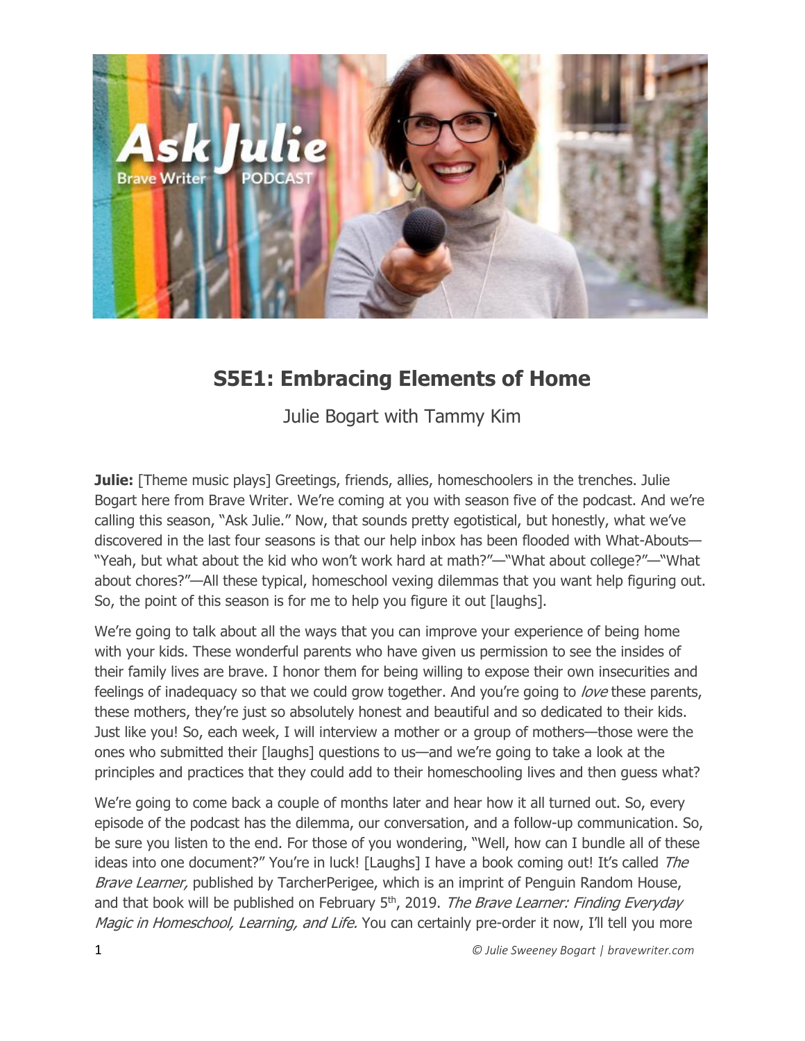## S5E1: Embracing Elements of Home

Julie Bogart with Tammy Kim

**Julie:** [Theme music plays] Greetings, friends, allies, homeschoolers in the trenches. Julie Bogart here from Brave Writer. We're coming at you with season five of the podcast. And we're calling this season, "Ask Julie." Now, that sounds pretty egotistical, but honestly, what we've discovered in the last four seasons is that our help inbox has been flooded with What-Abouts—"Yeah, but what about the kid who won't work hard at math?"—"What about college?"—"What about chores?"—All these typical, homeschool vexing dilemmas that you want help figuring out. So, the point of this season is for me to help you figure it out [laughs].

We're going to talk about all the ways that you can improve your experience of being home with your kids. These wonderful parents who have given us permission to see the insides of their family lives are brave. I honor them for being willing to expose their own insecurities and feelings of inadequacy so that we could grow together. And you're going to *love* these parents, these mothers, they're just so absolutely honest and beautiful and so dedicated to their kids. Just like you! So, each week, I will interview a mother or a group of mothers—those were the ones who submitted their [laughs] questions to us—and we're going to take a look at the principles and practices that they could add to their homeschooling lives and then guess what?

We're going to come back a couple of months later and hear how it all turned out. So, every episode of the podcast has the dilemma, our conversation, and a follow-up communication. So, be sure you listen to the end. For those of you wondering, "Well, how can I bundle all of these ideas into one document?" You're in luck! [Laughs] I have a book coming out! It's called *The Brave Learner,* published by TarcherPerigee, which is an imprint of Penguin Random House, and that book will be published on February 5th, 2019. *The Brave Learner: Finding Everyday Magic in Homeschool, Learning, and Life.* You can certainly pre-order it now, I'll tell you more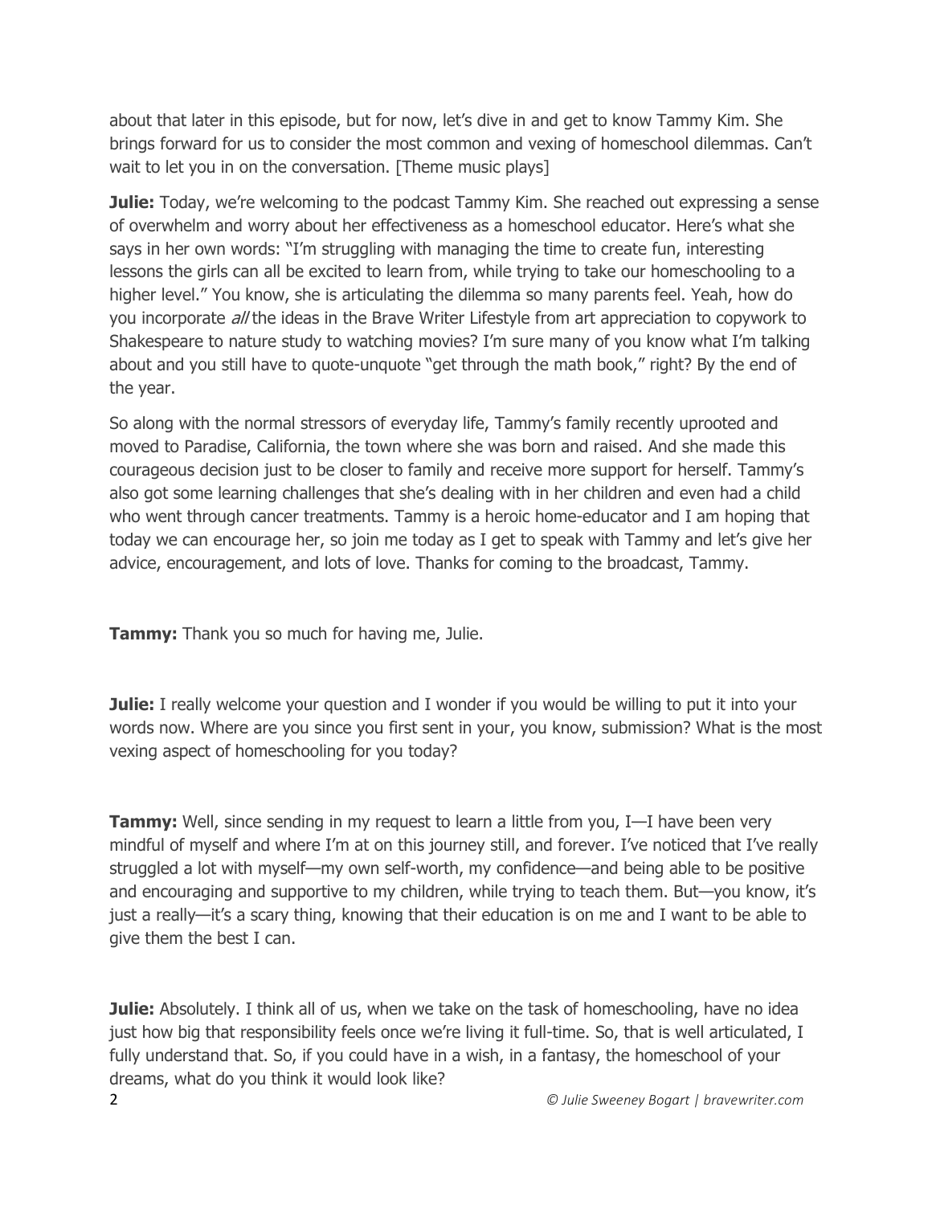about that later in this episode, but for now, let's dive in and get to know Tammy Kim. She brings forward for us to consider the most common and vexing of homeschool dilemmas. Can't wait to let you in on the conversation. [Theme music plays]

**Julie:** Today, we're welcoming to the podcast Tammy Kim. She reached out expressing a sense of overwhelm and worry about her effectiveness as a homeschool educator. Here's what she says in her own words: "I'm struggling with managing the time to create fun, interesting lessons the girls can all be excited to learn from, while trying to take our homeschooling to a higher level." You know, she is articulating the dilemma so many parents feel. Yeah, how do you incorporate *all* the ideas in the Brave Writer Lifestyle from art appreciation to copywork to Shakespeare to nature study to watching movies? I'm sure many of you know what I'm talking about and you still have to quote-unquote "get through the math book," right? By the end of the year.

So along with the normal stressors of everyday life, Tammy's family recently uprooted and moved to Paradise, California, the town where she was born and raised. And she made this courageous decision just to be closer to family and receive more support for herself. Tammy's also got some learning challenges that she's dealing with in her children and even had a child who went through cancer treatments. Tammy is a heroic home-educator and I am hoping that today we can encourage her, so join me today as I get to speak with Tammy and let's give her advice, encouragement, and lots of love. Thanks for coming to the broadcast, Tammy.

**Tammy:** Thank you so much for having me, Julie.

**Julie:** I really welcome your question and I wonder if you would be willing to put it into your words now. Where are you since you first sent in your, you know, submission? What is the most vexing aspect of homeschooling for you today?

**Tammy:** Well, since sending in my request to learn a little from you, I—I have been very mindful of myself and where I'm at on this journey still, and forever. I've noticed that I've really struggled a lot with myself—my own self-worth, my confidence—and being able to be positive and encouraging and supportive to my children, while trying to teach them. But—you know, it's just a really—it's a scary thing, knowing that their education is on me and I want to be able to give them the best I can.

**Julie:** Absolutely. I think all of us, when we take on the task of homeschooling, have no idea just how big that responsibility feels once we're living it full-time. So, that is well articulated, I fully understand that. So, if you could have in a wish, in a fantasy, the homeschool of your dreams, what do you think it would look like?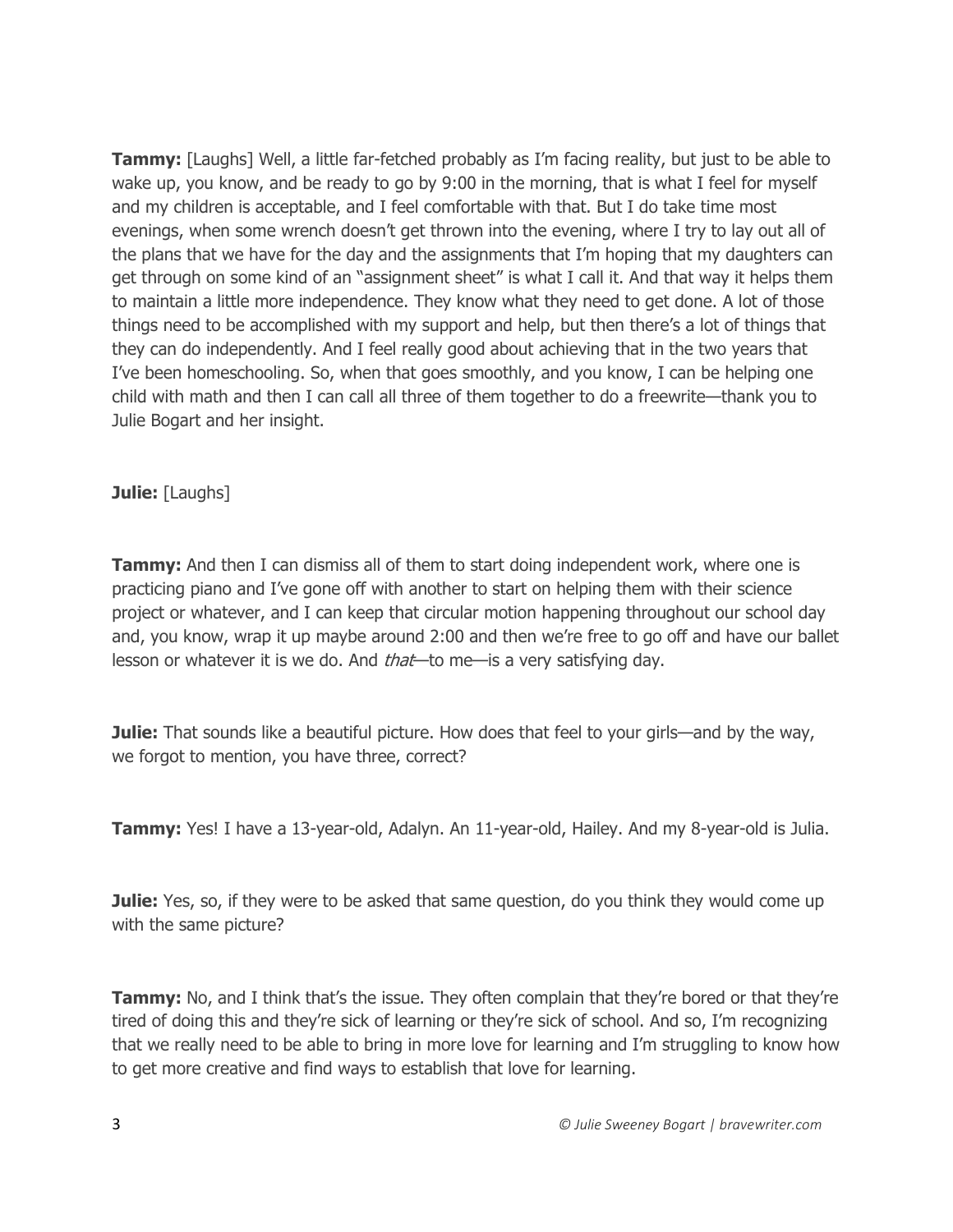**Tammy:** [Laughs] Well, a little far-fetched probably as I'm facing reality, but just to be able to wake up, you know, and be ready to go by 9:00 in the morning, that is what I feel for myself and my children is acceptable, and I feel comfortable with that. But I do take time most evenings, when some wrench doesn't get thrown into the evening, where I try to lay out all of the plans that we have for the day and the assignments that I'm hoping that my daughters can get through on some kind of an "assignment sheet" is what I call it. And that way it helps them to maintain a little more independence. They know what they need to get done. A lot of those things need to be accomplished with my support and help, but then there's a lot of things that they can do independently. And I feel really good about achieving that in the two years that I've been homeschooling. So, when that goes smoothly, and you know, I can be helping one child with math and then I can call all three of them together to do a freewrite—thank you to Julie Bogart and her insight.

**Julie:** [Laughs]

**Tammy:** And then I can dismiss all of them to start doing independent work, where one is practicing piano and I've gone off with another to start on helping them with their science project or whatever, and I can keep that circular motion happening throughout our school day and, you know, wrap it up maybe around 2:00 and then we're free to go off and have our ballet lesson or whatever it is we do. And *that*—to me—is a very satisfying day.

**Julie:** That sounds like a beautiful picture. How does that feel to your girls—and by the way, we forgot to mention, you have three, correct?

**Tammy:** Yes! I have a 13-year-old, Adalyn. An 11-year-old, Hailey. And my 8-year-old is Julia.

**Julie:** Yes, so, if they were to be asked that same question, do you think they would come up with the same picture?

**Tammy:** No, and I think that's the issue. They often complain that they're bored or that they're tired of doing this and they're sick of learning or they're sick of school. And so, I'm recognizing that we really need to be able to bring in more love for learning and I'm struggling to know how to get more creative and find ways to establish that love for learning.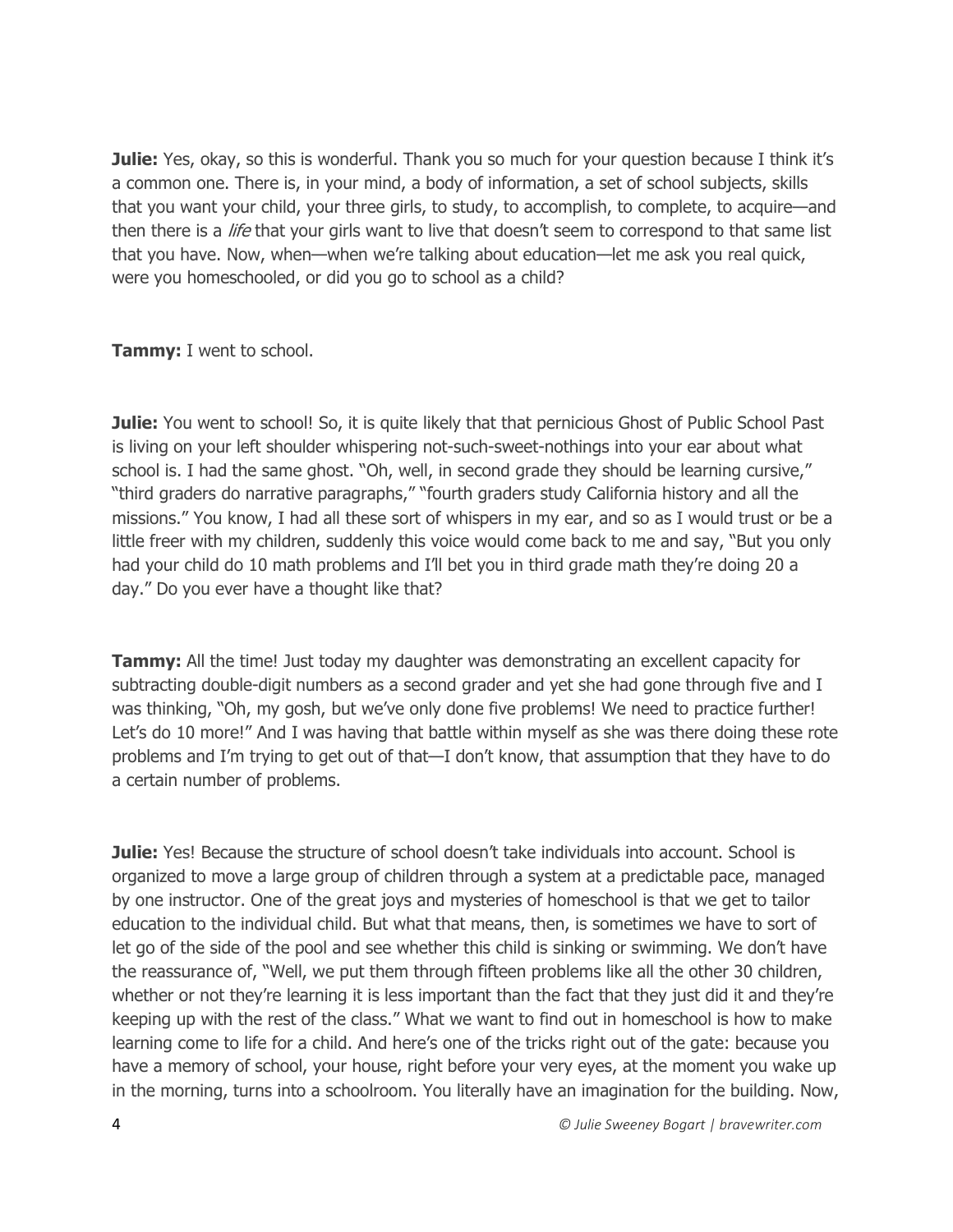**Julie:** Yes, okay, so this is wonderful. Thank you so much for your question because I think it's a common one. There is, in your mind, a body of information, a set of school subjects, skills that you want your child, your three girls, to study, to accomplish, to complete, to acquire—and then there is a *life* that your girls want to live that doesn't seem to correspond to that same list that you have. Now, when—when we're talking about education—let me ask you real quick, were you homeschooled, or did you go to school as a child?

**Tammy:** I went to school.

**Julie:** You went to school! So, it is quite likely that that pernicious Ghost of Public School Past is living on your left shoulder whispering not-such-sweet-nothings into your ear about what school is. I had the same ghost. "Oh, well, in second grade they should be learning cursive," "third graders do narrative paragraphs," "fourth graders study California history and all the missions." You know, I had all these sort of whispers in my ear, and so as I would trust or be a little freer with my children, suddenly this voice would come back to me and say, "But you only had your child do 10 math problems and I'll bet you in third grade math they're doing 20 a day." Do you ever have a thought like that?

**Tammy:** All the time! Just today my daughter was demonstrating an excellent capacity for subtracting double-digit numbers as a second grader and yet she had gone through five and I was thinking, "Oh, my gosh, but we've only done five problems! We need to practice further! Let's do 10 more!" And I was having that battle within myself as she was there doing these rote problems and I'm trying to get out of that—I don't know, that assumption that they have to do a certain number of problems.

**Julie:** Yes! Because the structure of school doesn't take individuals into account. School is organized to move a large group of children through a system at a predictable pace, managed by one instructor. One of the great joys and mysteries of homeschool is that we get to tailor education to the individual child. But what that means, then, is sometimes we have to sort of let go of the side of the pool and see whether this child is sinking or swimming. We don't have the reassurance of, "Well, we put them through fifteen problems like all the other 30 children, whether or not they're learning it is less important than the fact that they just did it and they're keeping up with the rest of the class." What we want to find out in homeschool is how to make learning come to life for a child. And here's one of the tricks right out of the gate: because you have a memory of school, your house, right before your very eyes, at the moment you wake up in the morning, turns into a schoolroom. You literally have an imagination for the building. Now,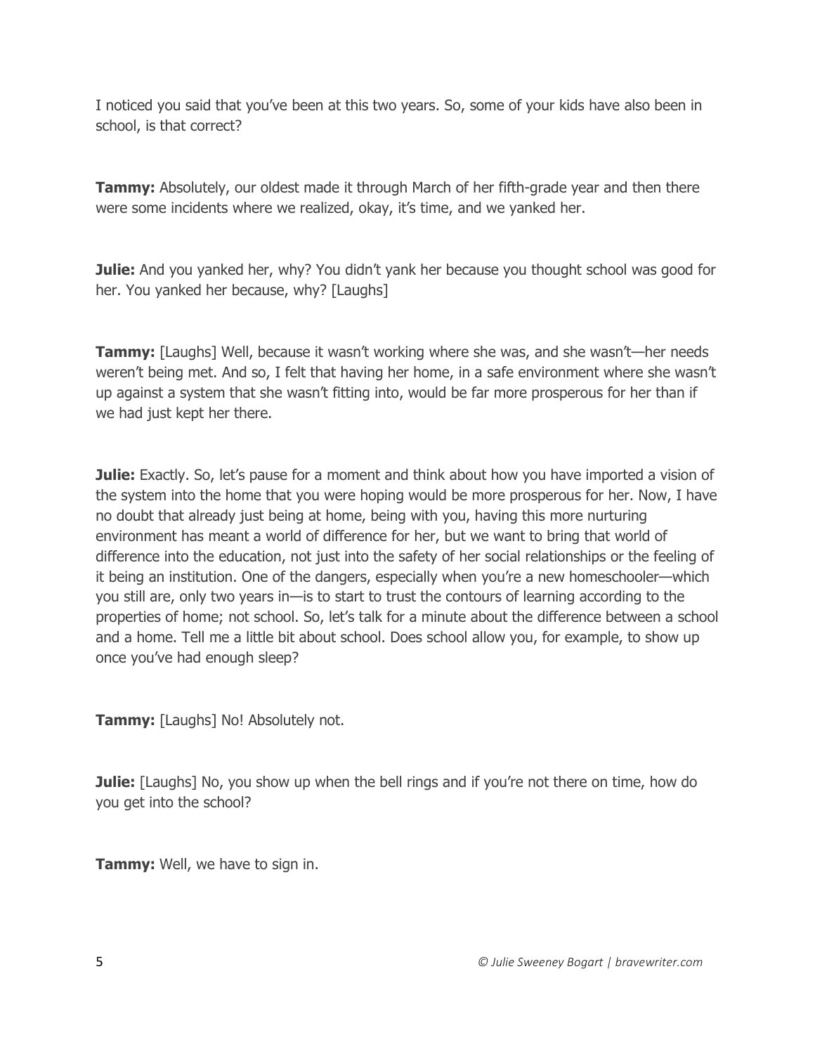I noticed you said that you've been at this two years. So, some of your kids have also been in school, is that correct?

**Tammy:** Absolutely, our oldest made it through March of her fifth-grade year and then there were some incidents where we realized, okay, it's time, and we yanked her.

**Julie:** And you yanked her, why? You didn't yank her because you thought school was good for her. You yanked her because, why? [Laughs]

**Tammy:** [Laughs] Well, because it wasn't working where she was, and she wasn't—her needs weren't being met. And so, I felt that having her home, in a safe environment where she wasn't up against a system that she wasn't fitting into, would be far more prosperous for her than if we had just kept her there.

**Julie:** Exactly. So, let's pause for a moment and think about how you have imported a vision of the system into the home that you were hoping would be more prosperous for her. Now, I have no doubt that already just being at home, being with you, having this more nurturing environment has meant a world of difference for her, but we want to bring that world of difference into the education, not just into the safety of her social relationships or the feeling of it being an institution. One of the dangers, especially when you're a new homeschooler—which you still are, only two years in—is to start to trust the contours of learning according to the properties of home; not school. So, let's talk for a minute about the difference between a school and a home. Tell me a little bit about school. Does school allow you, for example, to show up once you've had enough sleep?

**Tammy:** [Laughs] No! Absolutely not.

**Julie:** [Laughs] No, you show up when the bell rings and if you're not there on time, how do you get into the school?

**Tammy:** Well, we have to sign in.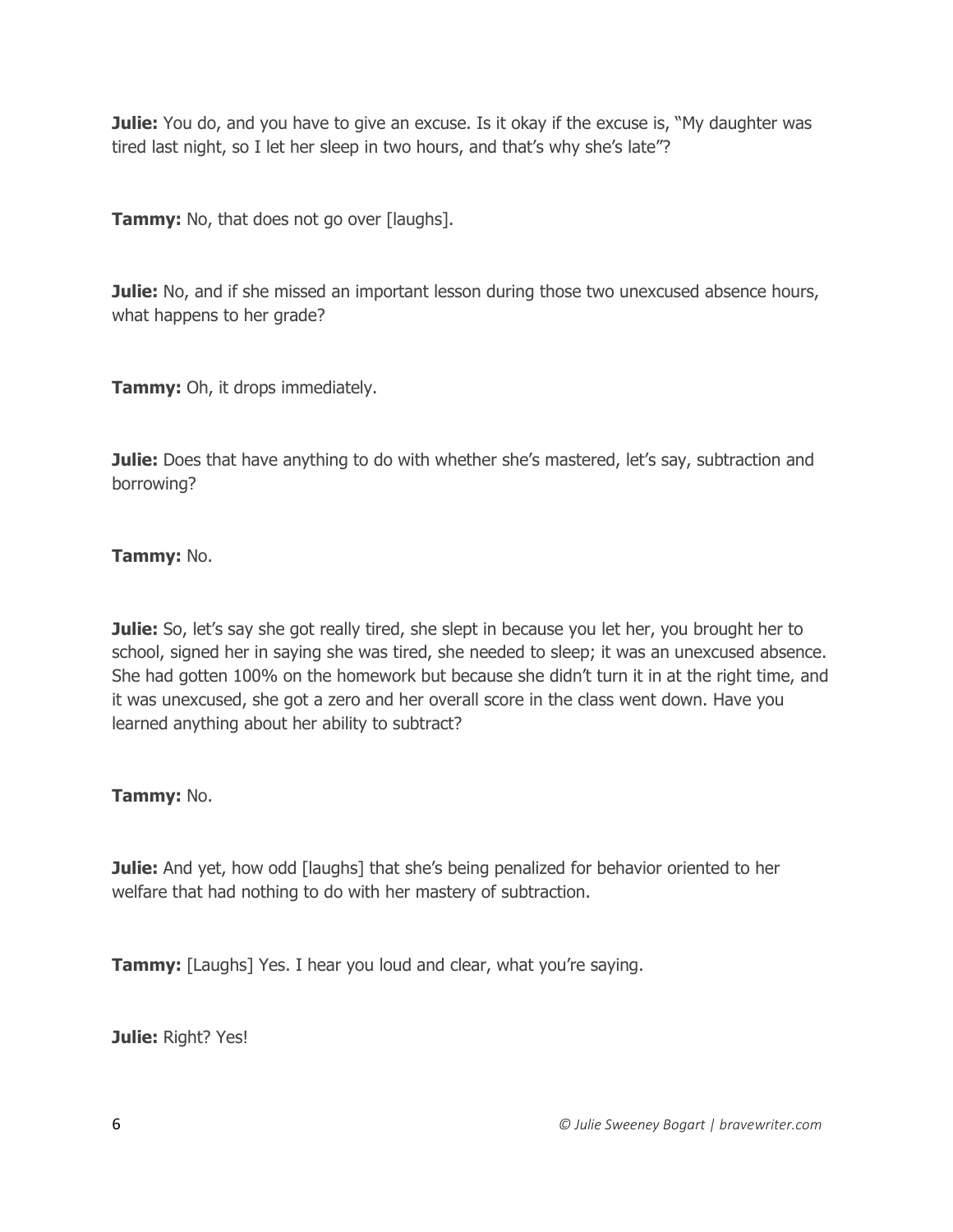**Julie:** You do, and you have to give an excuse. Is it okay if the excuse is, "My daughter was tired last night, so I let her sleep in two hours, and that's why she's late"?

**Tammy:** No, that does not go over [laughs].

**Julie:** No, and if she missed an important lesson during those two unexcused absence hours, what happens to her grade?

**Tammy:** Oh, it drops immediately.

**Julie:** Does that have anything to do with whether she's mastered, let's say, subtraction and borrowing?

**Tammy:** No.

**Julie:** So, let's say she got really tired, she slept in because you let her, you brought her to school, signed her in saying she was tired, she needed to sleep; it was an unexcused absence. She had gotten 100% on the homework but because she didn't turn it in at the right time, and it was unexcused, she got a zero and her overall score in the class went down. Have you learned anything about her ability to subtract?

**Tammy:** No.

**Julie:** And yet, how odd [laughs] that she's being penalized for behavior oriented to her welfare that had nothing to do with her mastery of subtraction.

**Tammy:** [Laughs] Yes. I hear you loud and clear, what you're saying.

**Julie:** Right? Yes!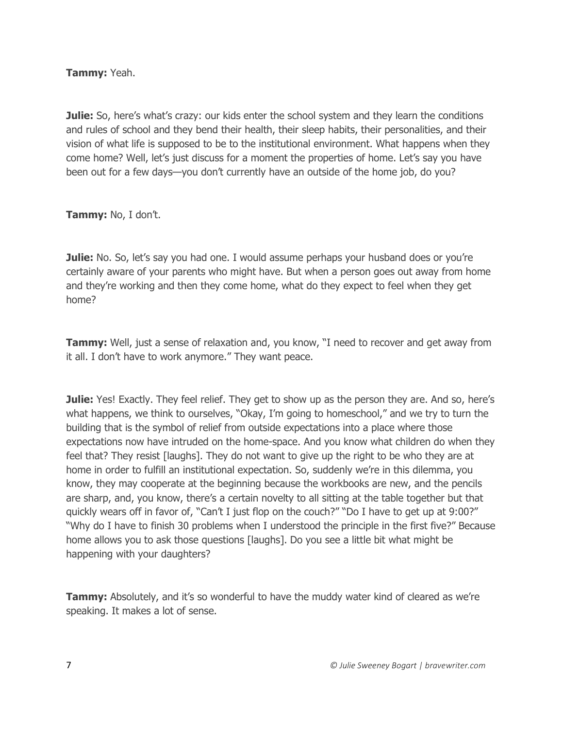**Tammy:** Yeah.

**Julie:** So, here's what's crazy: our kids enter the school system and they learn the conditions and rules of school and they bend their health, their sleep habits, their personalities, and their vision of what life is supposed to be to the institutional environment. What happens when they come home? Well, let's just discuss for a moment the properties of home. Let's say you have been out for a few days—you don't currently have an outside of the home job, do you?

**Tammy:** No, I don't.

**Julie:** No. So, let's say you had one. I would assume perhaps your husband does or you're certainly aware of your parents who might have. But when a person goes out away from home and they're working and then they come home, what do they expect to feel when they get home?

**Tammy:** Well, just a sense of relaxation and, you know, "I need to recover and get away from it all. I don't have to work anymore." They want peace.

**Julie:** Yes! Exactly. They feel relief. They get to show up as the person they are. And so, here's what happens, we think to ourselves, "Okay, I'm going to homeschool," and we try to turn the building that is the symbol of relief from outside expectations into a place where those expectations now have intruded on the home-space. And you know what children do when they feel that? They resist [laughs]. They do not want to give up the right to be who they are at home in order to fulfill an institutional expectation. So, suddenly we're in this dilemma, you know, they may cooperate at the beginning because the workbooks are new, and the pencils are sharp, and, you know, there's a certain novelty to all sitting at the table together but that quickly wears off in favor of, "Can't I just flop on the couch?" "Do I have to get up at 9:00?" "Why do I have to finish 30 problems when I understood the principle in the first five?" Because home allows you to ask those questions [laughs]. Do you see a little bit what might be happening with your daughters?

**Tammy:** Absolutely, and it's so wonderful to have the muddy water kind of cleared as we're speaking. It makes a lot of sense.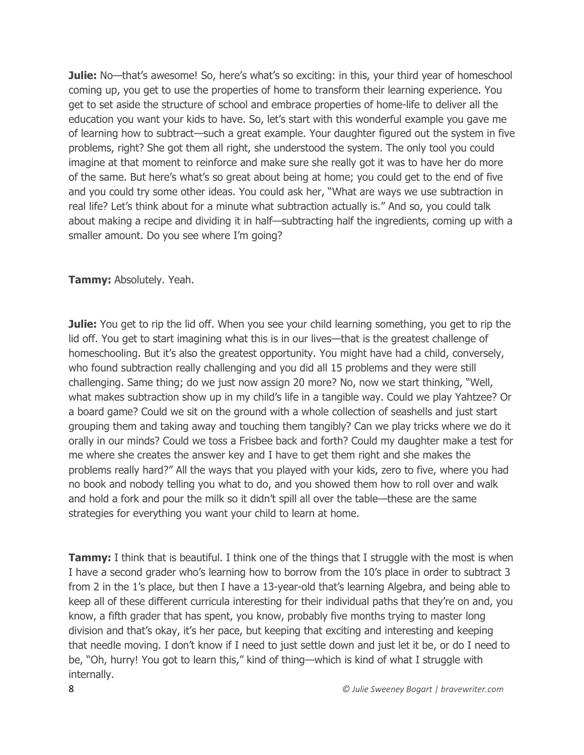**Julie:** No—that's awesome! So, here's what's so exciting: in this, your third year of homeschool coming up, you get to use the properties of home to transform their learning experience. You get to set aside the structure of school and embrace properties of home-life to deliver all the education you want your kids to have. So, let's start with this wonderful example you gave me of learning how to subtract—such a great example. Your daughter figured out the system in five problems, right? She got them all right, she understood the system. The only tool you could imagine at that moment to reinforce and make sure she really got it was to have her do more of the same. But here's what's so great about being at home; you could get to the end of five and you could try some other ideas. You could ask her, "What are ways we use subtraction in real life? Let's think about for a minute what subtraction actually is." And so, you could talk about making a recipe and dividing it in half—subtracting half the ingredients, coming up with a smaller amount. Do you see where I'm going?

**Tammy:** Absolutely. Yeah.

**Julie:** You get to rip the lid off. When you see your child learning something, you get to rip the lid off. You get to start imagining what this is in our lives—that is the greatest challenge of homeschooling. But it's also the greatest opportunity. You might have had a child, conversely, who found subtraction really challenging and you did all 15 problems and they were still challenging. Same thing; do we just now assign 20 more? No, now we start thinking, "Well, what makes subtraction show up in my child's life in a tangible way. Could we play Yahtzee? Or a board game? Could we sit on the ground with a whole collection of seashells and just start grouping them and taking away and touching them tangibly? Can we play tricks where we do it orally in our minds? Could we toss a Frisbee back and forth? Could my daughter make a test for me where she creates the answer key and I have to get them right and she makes the problems really hard?" All the ways that you played with your kids, zero to five, where you had no book and nobody telling you what to do, and you showed them how to roll over and walk and hold a fork and pour the milk so it didn't spill all over the table—these are the same strategies for everything you want your child to learn at home.

**Tammy:** I think that is beautiful. I think one of the things that I struggle with the most is when I have a second grader who's learning how to borrow from the 10's place in order to subtract 3 from 2 in the 1's place, but then I have a 13-year-old that's learning Algebra, and being able to keep all of these different curricula interesting for their individual paths that they're on and, you know, a fifth grader that has spent, you know, probably five months trying to master long division and that's okay, it's her pace, but keeping that exciting and interesting and keeping that needle moving. I don't know if I need to just settle down and just let it be, or do I need to be, "Oh, hurry! You got to learn this," kind of thing—which is kind of what I struggle with internally.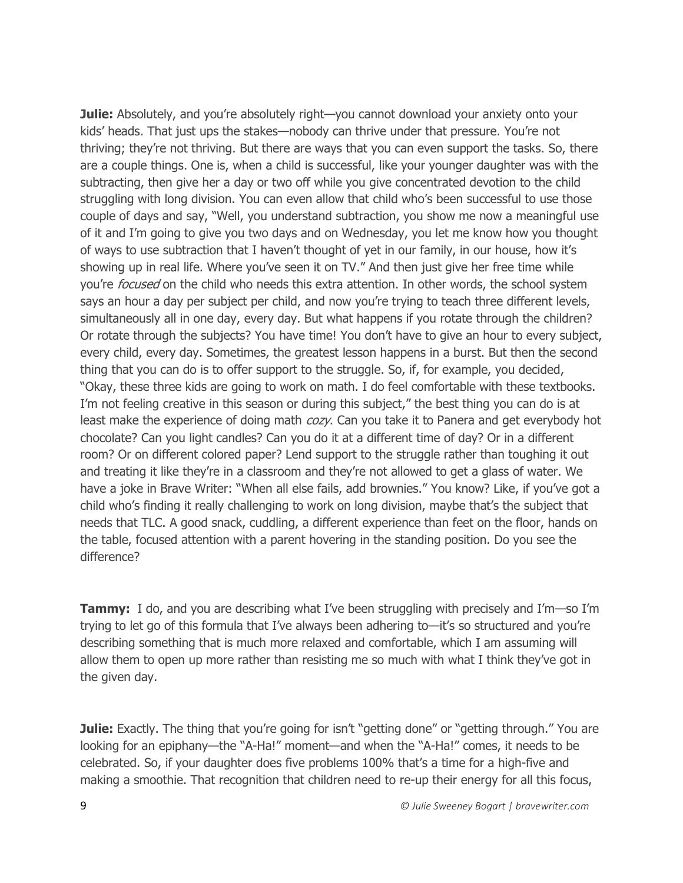**Julie:** Absolutely, and you're absolutely right—you cannot download your anxiety onto your kids' heads. That just ups the stakes—nobody can thrive under that pressure. You're not thriving; they're not thriving. But there are ways that you can even support the tasks. So, there are a couple things. One is, when a child is successful, like your younger daughter was with the subtracting, then give her a day or two off while you give concentrated devotion to the child struggling with long division. You can even allow that child who's been successful to use those couple of days and say, "Well, you understand subtraction, you show me now a meaningful use of it and I'm going to give you two days and on Wednesday, you let me know how you thought of ways to use subtraction that I haven't thought of yet in our family, in our house, how it's showing up in real life. Where you've seen it on TV." And then just give her free time while you're *focused* on the child who needs this extra attention. In other words, the school system says an hour a day per subject per child, and now you're trying to teach three different levels, simultaneously all in one day, every day. But what happens if you rotate through the children? Or rotate through the subjects? You have time! You don't have to give an hour to every subject, every child, every day. Sometimes, the greatest lesson happens in a burst. But then the second thing that you can do is to offer support to the struggle. So, if, for example, you decided, "Okay, these three kids are going to work on math. I do feel comfortable with these textbooks. I'm not feeling creative in this season or during this subject," the best thing you can do is at least make the experience of doing math *cozy*. Can you take it to Panera and get everybody hot chocolate? Can you light candles? Can you do it at a different time of day? Or in a different room? Or on different colored paper? Lend support to the struggle rather than toughing it out and treating it like they're in a classroom and they're not allowed to get a glass of water. We have a joke in Brave Writer: "When all else fails, add brownies." You know? Like, if you've got a child who's finding it really challenging to work on long division, maybe that's the subject that needs that TLC. A good snack, cuddling, a different experience than feet on the floor, hands on the table, focused attention with a parent hovering in the standing position. Do you see the difference?

**Tammy:** I do, and you are describing what I've been struggling with precisely and I'm—so I'm trying to let go of this formula that I've always been adhering to—it's so structured and you're describing something that is much more relaxed and comfortable, which I am assuming will allow them to open up more rather than resisting me so much with what I think they've got in the given day.

**Julie:** Exactly. The thing that you're going for isn't "getting done" or "getting through." You are looking for an epiphany—the "A-Ha!" moment—and when the "A-Ha!" comes, it needs to be celebrated. So, if your daughter does five problems 100% that's a time for a high-five and making a smoothie. That recognition that children need to re-up their energy for all this focus,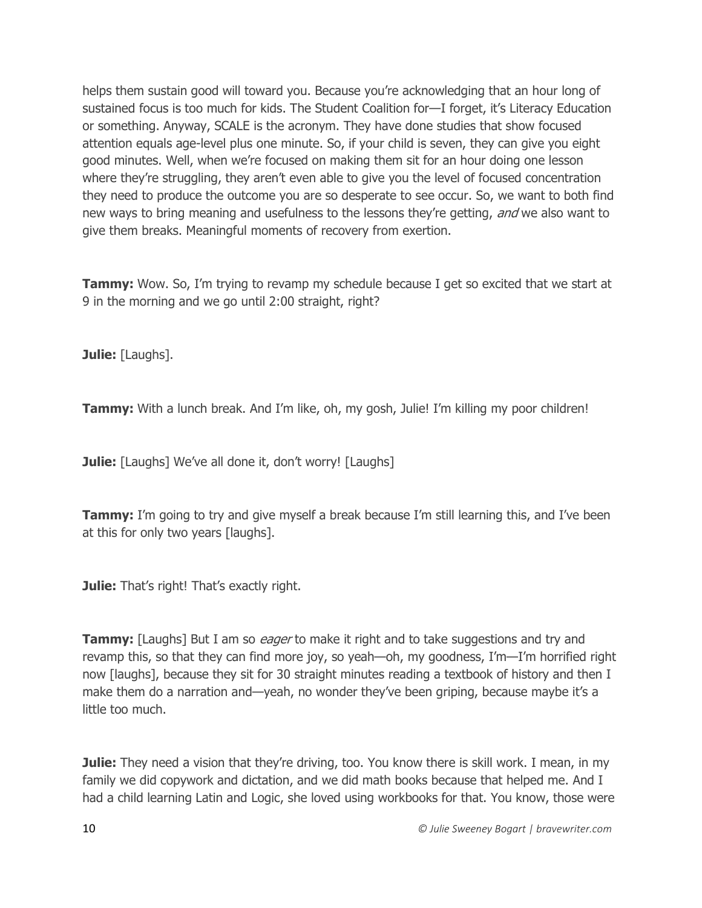helps them sustain good will toward you. Because you're acknowledging that an hour long of sustained focus is too much for kids. The Student Coalition for—I forget, it's Literacy Education or something. Anyway, SCALE is the acronym. They have done studies that show focused attention equals age-level plus one minute. So, if your child is seven, they can give you eight good minutes. Well, when we're focused on making them sit for an hour doing one lesson where they're struggling, they aren't even able to give you the level of focused concentration they need to produce the outcome you are so desperate to see occur. So, we want to both find new ways to bring meaning and usefulness to the lessons they're getting, *and* we also want to give them breaks. Meaningful moments of recovery from exertion.

**Tammy:** Wow. So, I'm trying to revamp my schedule because I get so excited that we start at 9 in the morning and we go until 2:00 straight, right?

**Julie:** [Laughs].

**Tammy:** With a lunch break. And I'm like, oh, my gosh, Julie! I'm killing my poor children!

**Julie:** [Laughs] We've all done it, don't worry! [Laughs]

**Tammy:** I'm going to try and give myself a break because I'm still learning this, and I've been at this for only two years [laughs].

**Julie:** That's right! That's exactly right.

**Tammy:** [Laughs] But I am so *eager* to make it right and to take suggestions and try and revamp this, so that they can find more joy, so yeah—oh, my goodness, I'm—I'm horrified right now [laughs], because they sit for 30 straight minutes reading a textbook of history and then I make them do a narration and—yeah, no wonder they've been griping, because maybe it's a little too much.

**Julie:** They need a vision that they're driving, too. You know there is skill work. I mean, in my family we did copywork and dictation, and we did math books because that helped me. And I had a child learning Latin and Logic, she loved using workbooks for that. You know, those were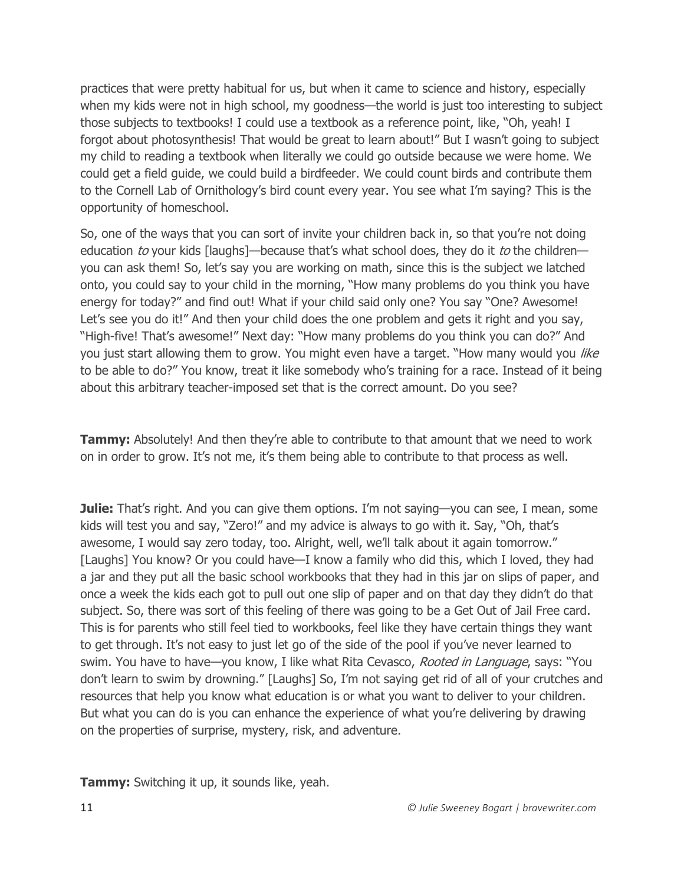practices that were pretty habitual for us, but when it came to science and history, especially when my kids were not in high school, my goodness—the world is just too interesting to subject those subjects to textbooks! I could use a textbook as a reference point, like, "Oh, yeah! I forgot about photosynthesis! That would be great to learn about!" But I wasn't going to subject my child to reading a textbook when literally we could go outside because we were home. We could get a field guide, we could build a birdfeeder. We could count birds and contribute them to the Cornell Lab of Ornithology's bird count every year. You see what I'm saying? This is the opportunity of homeschool.

So, one of the ways that you can sort of invite your children back in, so that you're not doing education *to* your kids [laughs]—because that's what school does, they do it *to* the children—you can ask them! So, let's say you are working on math, since this is the subject we latched onto, you could say to your child in the morning, "How many problems do you think you have energy for today?" and find out! What if your child said only one? You say "One? Awesome! Let's see you do it!" And then your child does the one problem and gets it right and you say, "High-five! That's awesome!" Next day: "How many problems do you think you can do?" And you just start allowing them to grow. You might even have a target. "How many would you *like* to be able to do?" You know, treat it like somebody who's training for a race. Instead of it being about this arbitrary teacher-imposed set that is the correct amount. Do you see?

**Tammy:** Absolutely! And then they're able to contribute to that amount that we need to work on in order to grow. It's not me, it's them being able to contribute to that process as well.

**Julie:** That's right. And you can give them options. I'm not saying—you can see, I mean, some kids will test you and say, "Zero!" and my advice is always to go with it. Say, "Oh, that's awesome, I would say zero today, too. Alright, well, we'll talk about it again tomorrow." [Laughs] You know? Or you could have—I know a family who did this, which I loved, they had a jar and they put all the basic school workbooks that they had in this jar on slips of paper, and once a week the kids each got to pull out one slip of paper and on that day they didn't do that subject. So, there was sort of this feeling of there was going to be a Get Out of Jail Free card. This is for parents who still feel tied to workbooks, feel like they have certain things they want to get through. It's not easy to just let go of the side of the pool if you've never learned to swim. You have to have—you know, I like what Rita Cevasco, *Rooted in Language*, says: "You don't learn to swim by drowning." [Laughs] So, I'm not saying get rid of all of your crutches and resources that help you know what education is or what you want to deliver to your children. But what you can do is you can enhance the experience of what you're delivering by drawing on the properties of surprise, mystery, risk, and adventure.

**Tammy:** Switching it up, it sounds like, yeah.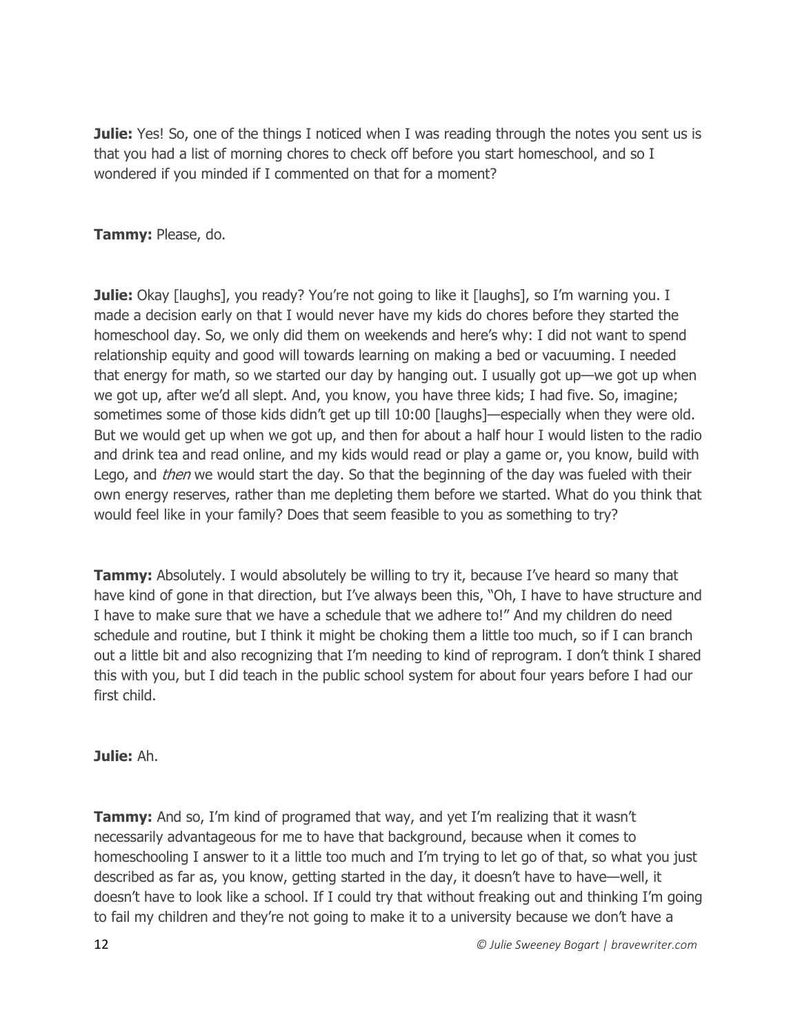**Julie:** Yes! So, one of the things I noticed when I was reading through the notes you sent us is that you had a list of morning chores to check off before you start homeschool, and so I wondered if you minded if I commented on that for a moment?

**Tammy:** Please, do.

**Julie:** Okay [laughs], you ready? You're not going to like it [laughs], so I'm warning you. I made a decision early on that I would never have my kids do chores before they started the homeschool day. So, we only did them on weekends and here's why: I did not want to spend relationship equity and good will towards learning on making a bed or vacuuming. I needed that energy for math, so we started our day by hanging out. I usually got up—we got up when we got up, after we'd all slept. And, you know, you have three kids; I had five. So, imagine; sometimes some of those kids didn't get up till 10:00 [laughs]—especially when they were old. But we would get up when we got up, and then for about a half hour I would listen to the radio and drink tea and read online, and my kids would read or play a game or, you know, build with Lego, and *then* we would start the day. So that the beginning of the day was fueled with their own energy reserves, rather than me depleting them before we started. What do you think that would feel like in your family? Does that seem feasible to you as something to try?

**Tammy:** Absolutely. I would absolutely be willing to try it, because I've heard so many that have kind of gone in that direction, but I've always been this, "Oh, I have to have structure and I have to make sure that we have a schedule that we adhere to!" And my children do need schedule and routine, but I think it might be choking them a little too much, so if I can branch out a little bit and also recognizing that I'm needing to kind of reprogram. I don't think I shared this with you, but I did teach in the public school system for about four years before I had our first child.

**Julie:** Ah.

**Tammy:** And so, I'm kind of programed that way, and yet I'm realizing that it wasn't necessarily advantageous for me to have that background, because when it comes to homeschooling I answer to it a little too much and I'm trying to let go of that, so what you just described as far as, you know, getting started in the day, it doesn't have to have—well, it doesn't have to look like a school. If I could try that without freaking out and thinking I'm going to fail my children and they're not going to make it to a university because we don't have a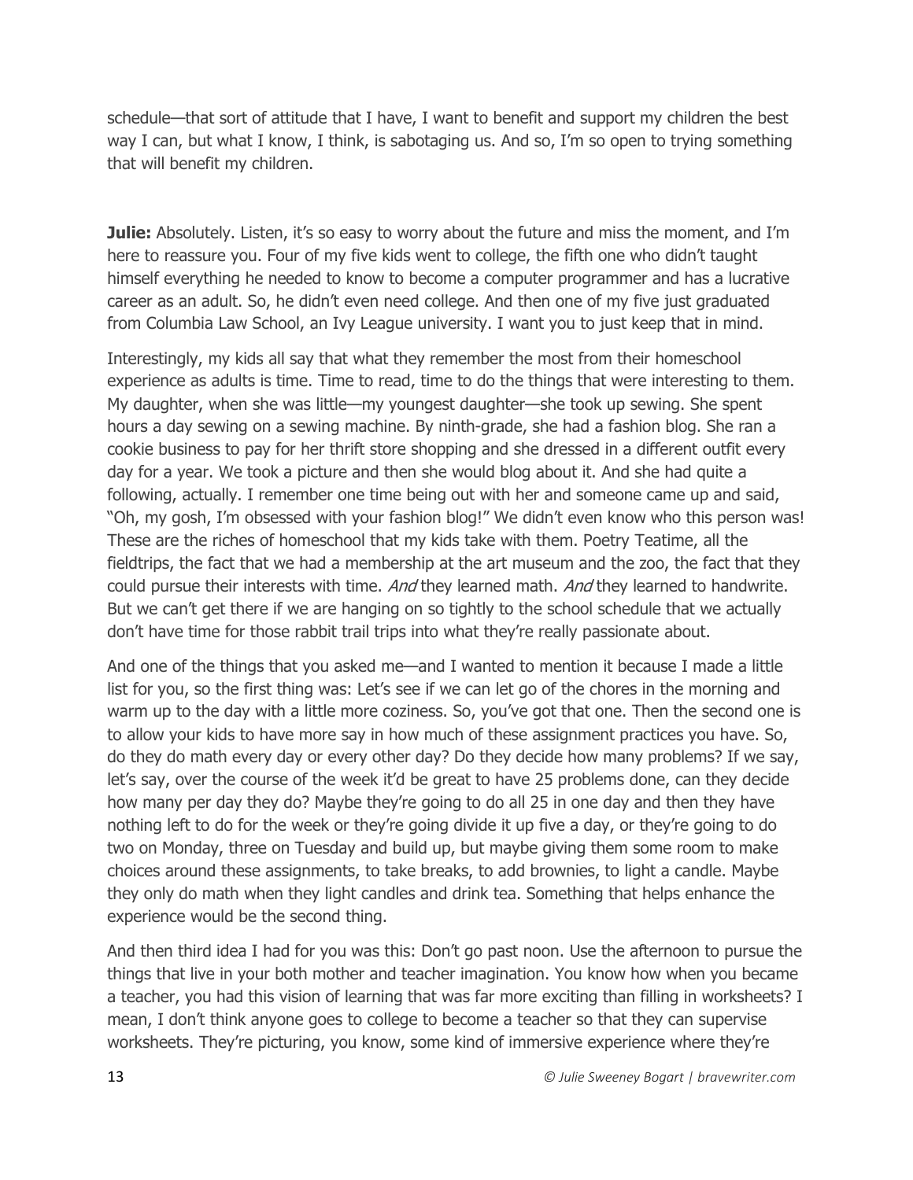schedule—that sort of attitude that I have, I want to benefit and support my children the best way I can, but what I know, I think, is sabotaging us. And so, I'm so open to trying something that will benefit my children.

**Julie:** Absolutely. Listen, it's so easy to worry about the future and miss the moment, and I'm here to reassure you. Four of my five kids went to college, the fifth one who didn't taught himself everything he needed to know to become a computer programmer and has a lucrative career as an adult. So, he didn't even need college. And then one of my five just graduated from Columbia Law School, an Ivy League university. I want you to just keep that in mind.

Interestingly, my kids all say that what they remember the most from their homeschool experience as adults is time. Time to read, time to do the things that were interesting to them. My daughter, when she was little—my youngest daughter—she took up sewing. She spent hours a day sewing on a sewing machine. By ninth-grade, she had a fashion blog. She ran a cookie business to pay for her thrift store shopping and she dressed in a different outfit every day for a year. We took a picture and then she would blog about it. And she had quite a following, actually. I remember one time being out with her and someone came up and said, "Oh, my gosh, I'm obsessed with your fashion blog!" We didn't even know who this person was! These are the riches of homeschool that my kids take with them. Poetry Teatime, all the fieldtrips, the fact that we had a membership at the art museum and the zoo, the fact that they could pursue their interests with time. *And* they learned math. *And* they learned to handwrite. But we can't get there if we are hanging on so tightly to the school schedule that we actually don't have time for those rabbit trail trips into what they're really passionate about.

And one of the things that you asked me—and I wanted to mention it because I made a little list for you, so the first thing was: Let's see if we can let go of the chores in the morning and warm up to the day with a little more coziness. So, you've got that one. Then the second one is to allow your kids to have more say in how much of these assignment practices you have. So, do they do math every day or every other day? Do they decide how many problems? If we say, let's say, over the course of the week it'd be great to have 25 problems done, can they decide how many per day they do? Maybe they're going to do all 25 in one day and then they have nothing left to do for the week or they're going divide it up five a day, or they're going to do two on Monday, three on Tuesday and build up, but maybe giving them some room to make choices around these assignments, to take breaks, to add brownies, to light a candle. Maybe they only do math when they light candles and drink tea. Something that helps enhance the experience would be the second thing.

And then third idea I had for you was this: Don't go past noon. Use the afternoon to pursue the things that live in your both mother and teacher imagination. You know how when you became a teacher, you had this vision of learning that was far more exciting than filling in worksheets? I mean, I don't think anyone goes to college to become a teacher so that they can supervise worksheets. They're picturing, you know, some kind of immersive experience where they're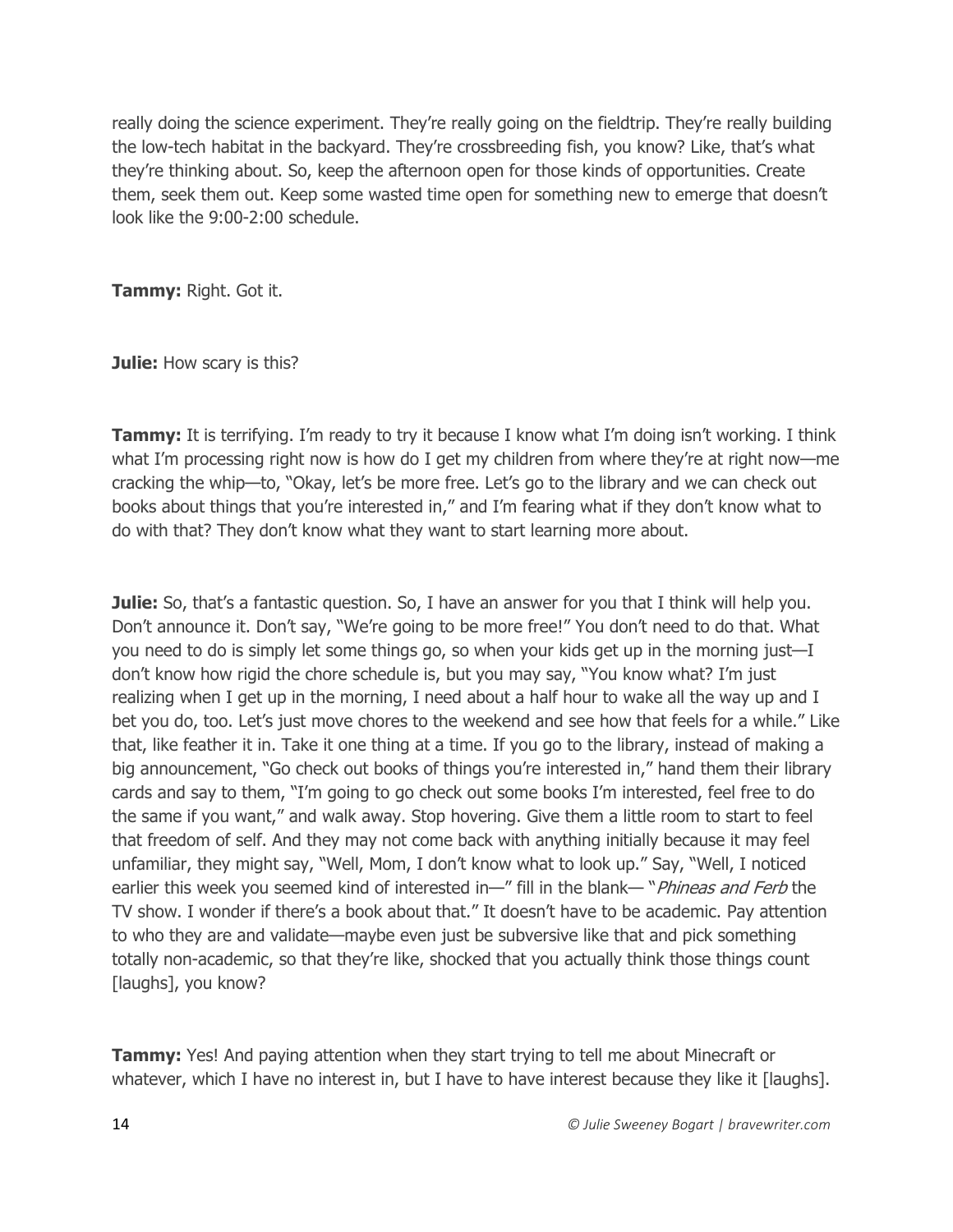really doing the science experiment. They're really going on the fieldtrip. They're really building the low-tech habitat in the backyard. They're crossbreeding fish, you know? Like, that's what they're thinking about. So, keep the afternoon open for those kinds of opportunities. Create them, seek them out. Keep some wasted time open for something new to emerge that doesn't look like the 9:00-2:00 schedule.

**Tammy:** Right. Got it.

**Julie:** How scary is this?

**Tammy:** It is terrifying. I'm ready to try it because I know what I'm doing isn't working. I think what I'm processing right now is how do I get my children from where they're at right now—me cracking the whip—to, "Okay, let's be more free. Let's go to the library and we can check out books about things that you're interested in," and I'm fearing what if they don't know what to do with that? They don't know what they want to start learning more about.

**Julie:** So, that's a fantastic question. So, I have an answer for you that I think will help you. Don't announce it. Don't say, "We're going to be more free!" You don't need to do that. What you need to do is simply let some things go, so when your kids get up in the morning just—I don't know how rigid the chore schedule is, but you may say, "You know what? I'm just realizing when I get up in the morning, I need about a half hour to wake all the way up and I bet you do, too. Let's just move chores to the weekend and see how that feels for a while." Like that, like feather it in. Take it one thing at a time. If you go to the library, instead of making a big announcement, "Go check out books of things you're interested in," hand them their library cards and say to them, "I'm going to go check out some books I'm interested, feel free to do the same if you want," and walk away. Stop hovering. Give them a little room to start to feel that freedom of self. And they may not come back with anything initially because it may feel unfamiliar, they might say, "Well, Mom, I don't know what to look up." Say, "Well, I noticed earlier this week you seemed kind of interested in—" fill in the blank— "*Phineas and Ferb* the TV show. I wonder if there's a book about that." It doesn't have to be academic. Pay attention to who they are and validate—maybe even just be subversive like that and pick something totally non-academic, so that they're like, shocked that you actually think those things count [laughs], you know?

**Tammy:** Yes! And paying attention when they start trying to tell me about Minecraft or whatever, which I have no interest in, but I have to have interest because they like it [laughs].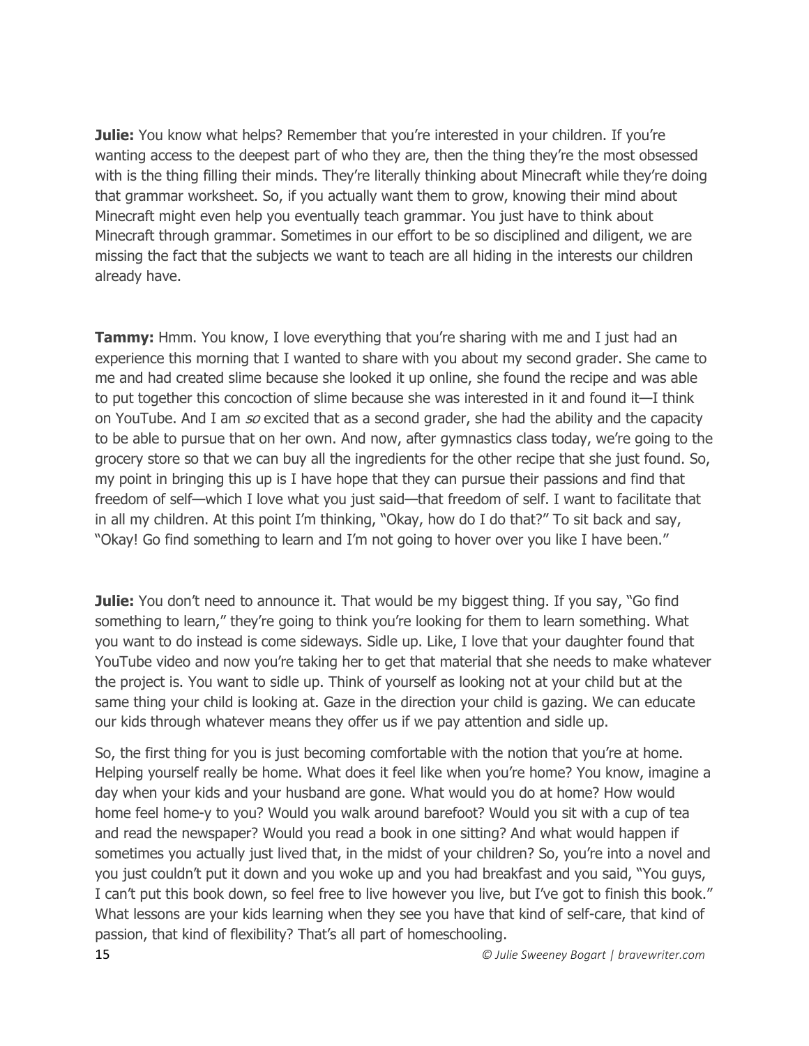**Julie:** You know what helps? Remember that you're interested in your children. If you're wanting access to the deepest part of who they are, then the thing they're the most obsessed with is the thing filling their minds. They're literally thinking about Minecraft while they're doing that grammar worksheet. So, if you actually want them to grow, knowing their mind about Minecraft might even help you eventually teach grammar. You just have to think about Minecraft through grammar. Sometimes in our effort to be so disciplined and diligent, we are missing the fact that the subjects we want to teach are all hiding in the interests our children already have.

**Tammy:** Hmm. You know, I love everything that you're sharing with me and I just had an experience this morning that I wanted to share with you about my second grader. She came to me and had created slime because she looked it up online, she found the recipe and was able to put together this concoction of slime because she was interested in it and found it—I think on YouTube. And I am *so* excited that as a second grader, she had the ability and the capacity to be able to pursue that on her own. And now, after gymnastics class today, we're going to the grocery store so that we can buy all the ingredients for the other recipe that she just found. So, my point in bringing this up is I have hope that they can pursue their passions and find that freedom of self—which I love what you just said—that freedom of self. I want to facilitate that in all my children. At this point I'm thinking, "Okay, how do I do that?" To sit back and say, "Okay! Go find something to learn and I'm not going to hover over you like I have been."

**Julie:** You don't need to announce it. That would be my biggest thing. If you say, "Go find something to learn," they're going to think you're looking for them to learn something. What you want to do instead is come sideways. Sidle up. Like, I love that your daughter found that YouTube video and now you're taking her to get that material that she needs to make whatever the project is. You want to sidle up. Think of yourself as looking not at your child but at the same thing your child is looking at. Gaze in the direction your child is gazing. We can educate our kids through whatever means they offer us if we pay attention and sidle up.

So, the first thing for you is just becoming comfortable with the notion that you're at home. Helping yourself really be home. What does it feel like when you're home? You know, imagine a day when your kids and your husband are gone. What would you do at home? How would home feel home-y to you? Would you walk around barefoot? Would you sit with a cup of tea and read the newspaper? Would you read a book in one sitting? And what would happen if sometimes you actually just lived that, in the midst of your children? So, you're into a novel and you just couldn't put it down and you woke up and you had breakfast and you said, "You guys, I can't put this book down, so feel free to live however you live, but I've got to finish this book." What lessons are your kids learning when they see you have that kind of self-care, that kind of passion, that kind of flexibility? That's all part of homeschooling.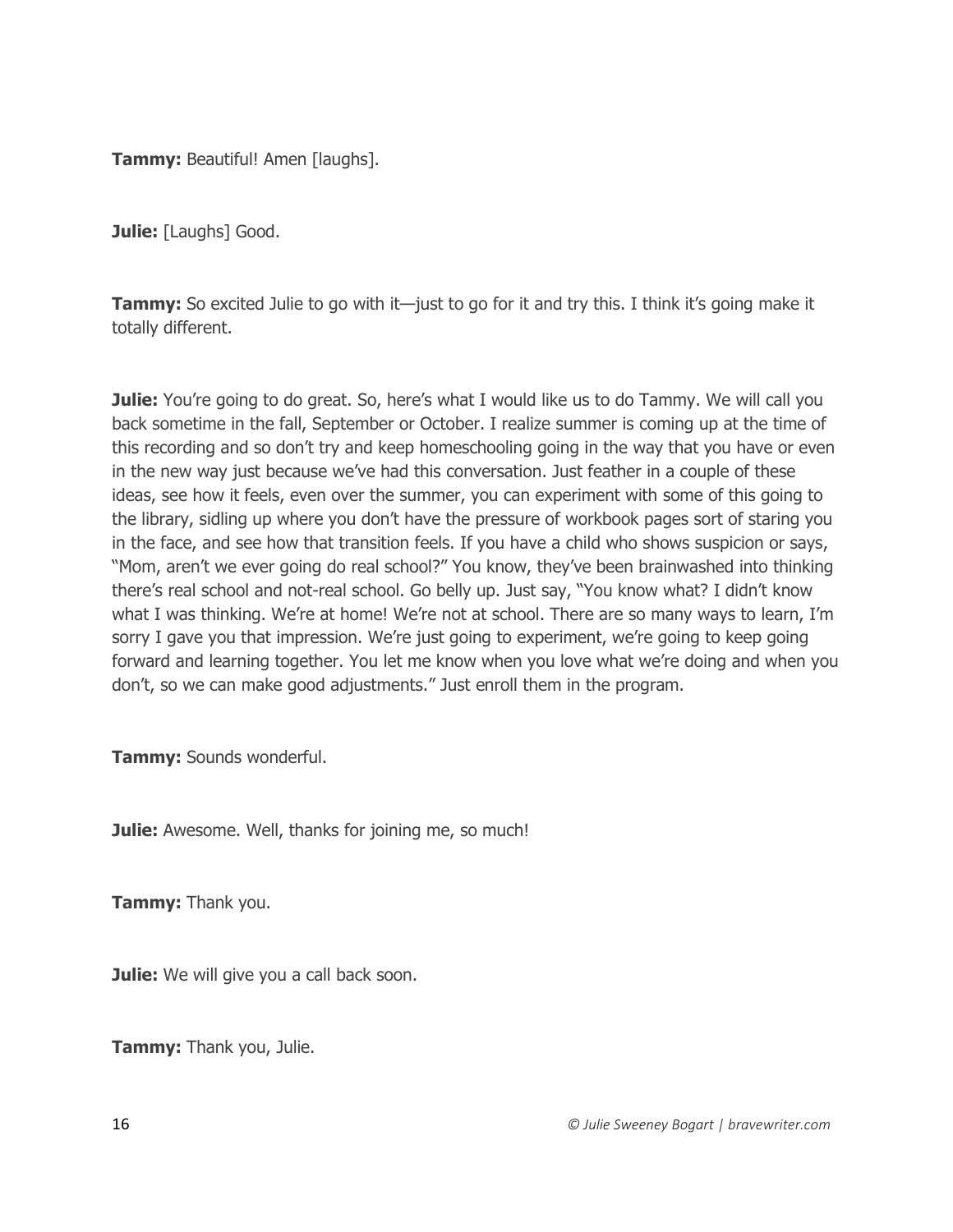**Tammy:** Beautiful! Amen [laughs].

**Julie:** [Laughs] Good.

**Tammy:** So excited Julie to go with it—just to go for it and try this. I think it's going make it totally different.

**Julie:** You're going to do great. So, here's what I would like us to do Tammy. We will call you back sometime in the fall, September or October. I realize summer is coming up at the time of this recording and so don't try and keep homeschooling going in the way that you have or even in the new way just because we've had this conversation. Just feather in a couple of these ideas, see how it feels, even over the summer, you can experiment with some of this going to the library, sidling up where you don't have the pressure of workbook pages sort of staring you in the face, and see how that transition feels. If you have a child who shows suspicion or says, "Mom, aren't we ever going do real school?" You know, they've been brainwashed into thinking there's real school and not-real school. Go belly up. Just say, "You know what? I didn't know what I was thinking. We're at home! We're not at school. There are so many ways to learn, I'm sorry I gave you that impression. We're just going to experiment, we're going to keep going forward and learning together. You let me know when you love what we're doing and when you don't, so we can make good adjustments." Just enroll them in the program.

**Tammy:** Sounds wonderful.

**Julie:** Awesome. Well, thanks for joining me, so much!

**Tammy:** Thank you.

**Julie:** We will give you a call back soon.

**Tammy:** Thank you, Julie.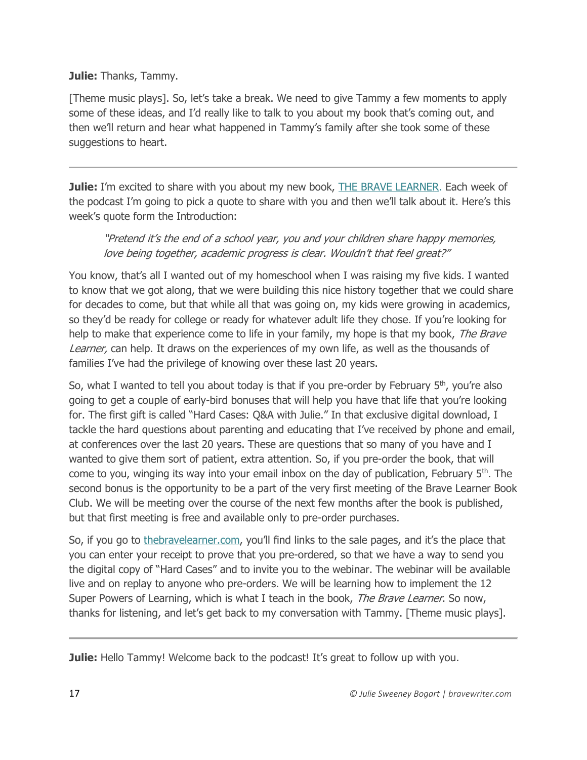**Julie:** Thanks, Tammy.

[Theme music plays]. So, let's take a break. We need to give Tammy a few moments to apply some of these ideas, and I'd really like to talk to you about my book that's coming out, and then we'll return and hear what happened in Tammy's family after she took some of these suggestions to heart.

---

**Julie:** I'm excited to share with you about my new book, THE BRAVE LEARNER. Each week of the podcast I'm going to pick a quote to share with you and then we'll talk about it. Here's this week's quote form the Introduction:

> *"Pretend it's the end of a school year, you and your children share happy memories, love being together, academic progress is clear. Wouldn't that feel great?"*

You know, that's all I wanted out of my homeschool when I was raising my five kids. I wanted to know that we got along, that we were building this nice history together that we could share for decades to come, but that while all that was going on, my kids were growing in academics, so they'd be ready for college or ready for whatever adult life they chose. If you're looking for help to make that experience come to life in your family, my hope is that my book, *The Brave Learner,* can help. It draws on the experiences of my own life, as well as the thousands of families I've had the privilege of knowing over these last 20 years.

So, what I wanted to tell you about today is that if you pre-order by February 5th, you're also going to get a couple of early-bird bonuses that will help you have that life that you're looking for. The first gift is called "Hard Cases: Q&A with Julie." In that exclusive digital download, I tackle the hard questions about parenting and educating that I've received by phone and email, at conferences over the last 20 years. These are questions that so many of you have and I wanted to give them sort of patient, extra attention. So, if you pre-order the book, that will come to you, winging its way into your email inbox on the day of publication, February 5th. The second bonus is the opportunity to be a part of the very first meeting of the Brave Learner Book Club. We will be meeting over the course of the next few months after the book is published, but that first meeting is free and available only to pre-order purchases.

So, if you go to thebravelearner.com, you'll find links to the sale pages, and it's the place that you can enter your receipt to prove that you pre-ordered, so that we have a way to send you the digital copy of "Hard Cases" and to invite you to the webinar. The webinar will be available live and on replay to anyone who pre-orders. We will be learning how to implement the 12 Super Powers of Learning, which is what I teach in the book, *The Brave Learner*. So now, thanks for listening, and let's get back to my conversation with Tammy. [Theme music plays].

---

**Julie:** Hello Tammy! Welcome back to the podcast! It's great to follow up with you.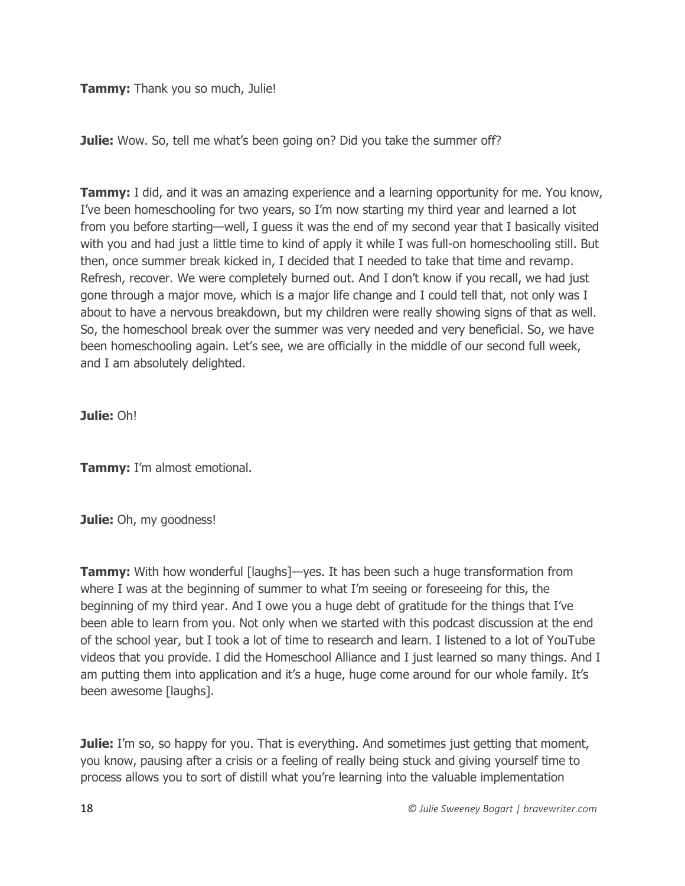**Tammy:** Thank you so much, Julie!

**Julie:** Wow. So, tell me what's been going on? Did you take the summer off?

**Tammy:** I did, and it was an amazing experience and a learning opportunity for me. You know, I've been homeschooling for two years, so I'm now starting my third year and learned a lot from you before starting—well, I guess it was the end of my second year that I basically visited with you and had just a little time to kind of apply it while I was full-on homeschooling still. But then, once summer break kicked in, I decided that I needed to take that time and revamp. Refresh, recover. We were completely burned out. And I don't know if you recall, we had just gone through a major move, which is a major life change and I could tell that, not only was I about to have a nervous breakdown, but my children were really showing signs of that as well. So, the homeschool break over the summer was very needed and very beneficial. So, we have been homeschooling again. Let's see, we are officially in the middle of our second full week, and I am absolutely delighted.

**Julie:** Oh!

**Tammy:** I'm almost emotional.

**Julie:** Oh, my goodness!

**Tammy:** With how wonderful [laughs]—yes. It has been such a huge transformation from where I was at the beginning of summer to what I'm seeing or foreseeing for this, the beginning of my third year. And I owe you a huge debt of gratitude for the things that I've been able to learn from you. Not only when we started with this podcast discussion at the end of the school year, but I took a lot of time to research and learn. I listened to a lot of YouTube videos that you provide. I did the Homeschool Alliance and I just learned so many things. And I am putting them into application and it's a huge, huge come around for our whole family. It's been awesome [laughs].

**Julie:** I'm so, so happy for you. That is everything. And sometimes just getting that moment, you know, pausing after a crisis or a feeling of really being stuck and giving yourself time to process allows you to sort of distill what you're learning into the valuable implementation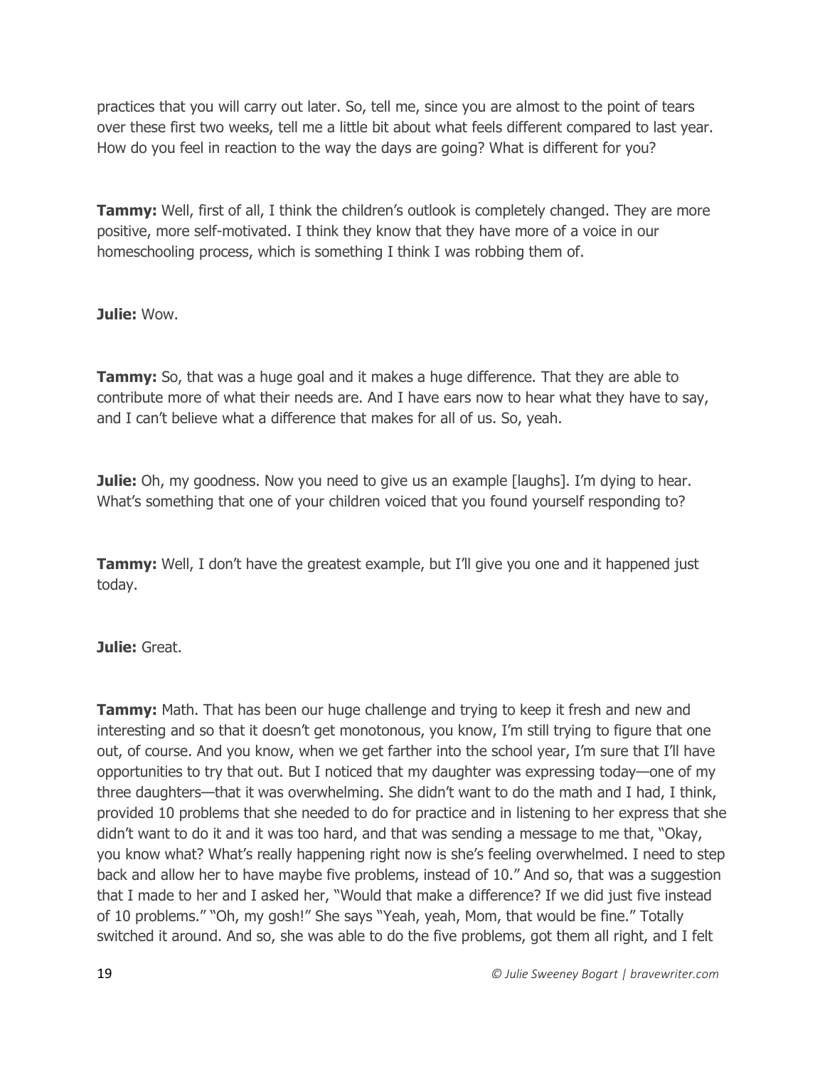practices that you will carry out later. So, tell me, since you are almost to the point of tears over these first two weeks, tell me a little bit about what feels different compared to last year. How do you feel in reaction to the way the days are going? What is different for you?

**Tammy:** Well, first of all, I think the children's outlook is completely changed. They are more positive, more self-motivated. I think they know that they have more of a voice in our homeschooling process, which is something I think I was robbing them of.

**Julie:** Wow.

**Tammy:** So, that was a huge goal and it makes a huge difference. That they are able to contribute more of what their needs are. And I have ears now to hear what they have to say, and I can't believe what a difference that makes for all of us. So, yeah.

**Julie:** Oh, my goodness. Now you need to give us an example [laughs]. I'm dying to hear. What's something that one of your children voiced that you found yourself responding to?

**Tammy:** Well, I don't have the greatest example, but I'll give you one and it happened just today.

**Julie:** Great.

**Tammy:** Math. That has been our huge challenge and trying to keep it fresh and new and interesting and so that it doesn't get monotonous, you know, I'm still trying to figure that one out, of course. And you know, when we get farther into the school year, I'm sure that I'll have opportunities to try that out. But I noticed that my daughter was expressing today—one of my three daughters—that it was overwhelming. She didn't want to do the math and I had, I think, provided 10 problems that she needed to do for practice and in listening to her express that she didn't want to do it and it was too hard, and that was sending a message to me that, "Okay, you know what? What's really happening right now is she's feeling overwhelmed. I need to step back and allow her to have maybe five problems, instead of 10." And so, that was a suggestion that I made to her and I asked her, "Would that make a difference? If we did just five instead of 10 problems." "Oh, my gosh!" She says "Yeah, yeah, Mom, that would be fine." Totally switched it around. And so, she was able to do the five problems, got them all right, and I felt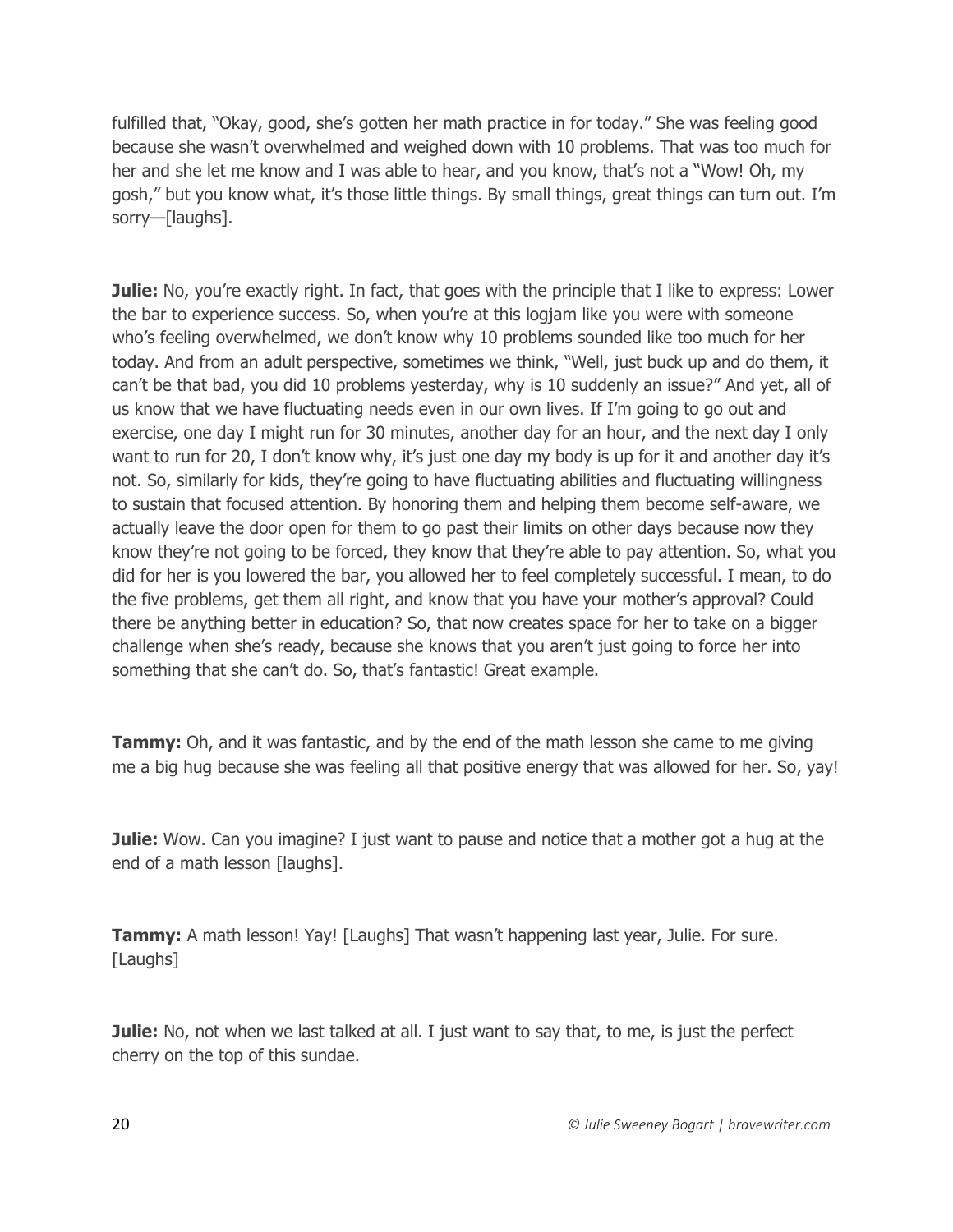fulfilled that, "Okay, good, she's gotten her math practice in for today." She was feeling good because she wasn't overwhelmed and weighed down with 10 problems. That was too much for her and she let me know and I was able to hear, and you know, that's not a "Wow! Oh, my gosh," but you know what, it's those little things. By small things, great things can turn out. I'm sorry—[laughs].

**Julie:** No, you're exactly right. In fact, that goes with the principle that I like to express: Lower the bar to experience success. So, when you're at this logjam like you were with someone who's feeling overwhelmed, we don't know why 10 problems sounded like too much for her today. And from an adult perspective, sometimes we think, "Well, just buck up and do them, it can't be that bad, you did 10 problems yesterday, why is 10 suddenly an issue?" And yet, all of us know that we have fluctuating needs even in our own lives. If I'm going to go out and exercise, one day I might run for 30 minutes, another day for an hour, and the next day I only want to run for 20, I don't know why, it's just one day my body is up for it and another day it's not. So, similarly for kids, they're going to have fluctuating abilities and fluctuating willingness to sustain that focused attention. By honoring them and helping them become self-aware, we actually leave the door open for them to go past their limits on other days because now they know they're not going to be forced, they know that they're able to pay attention. So, what you did for her is you lowered the bar, you allowed her to feel completely successful. I mean, to do the five problems, get them all right, and know that you have your mother's approval? Could there be anything better in education? So, that now creates space for her to take on a bigger challenge when she's ready, because she knows that you aren't just going to force her into something that she can't do. So, that's fantastic! Great example.

**Tammy:** Oh, and it was fantastic, and by the end of the math lesson she came to me giving me a big hug because she was feeling all that positive energy that was allowed for her. So, yay!

**Julie:** Wow. Can you imagine? I just want to pause and notice that a mother got a hug at the end of a math lesson [laughs].

**Tammy:** A math lesson! Yay! [Laughs] That wasn't happening last year, Julie. For sure. [Laughs]

**Julie:** No, not when we last talked at all. I just want to say that, to me, is just the perfect cherry on the top of this sundae.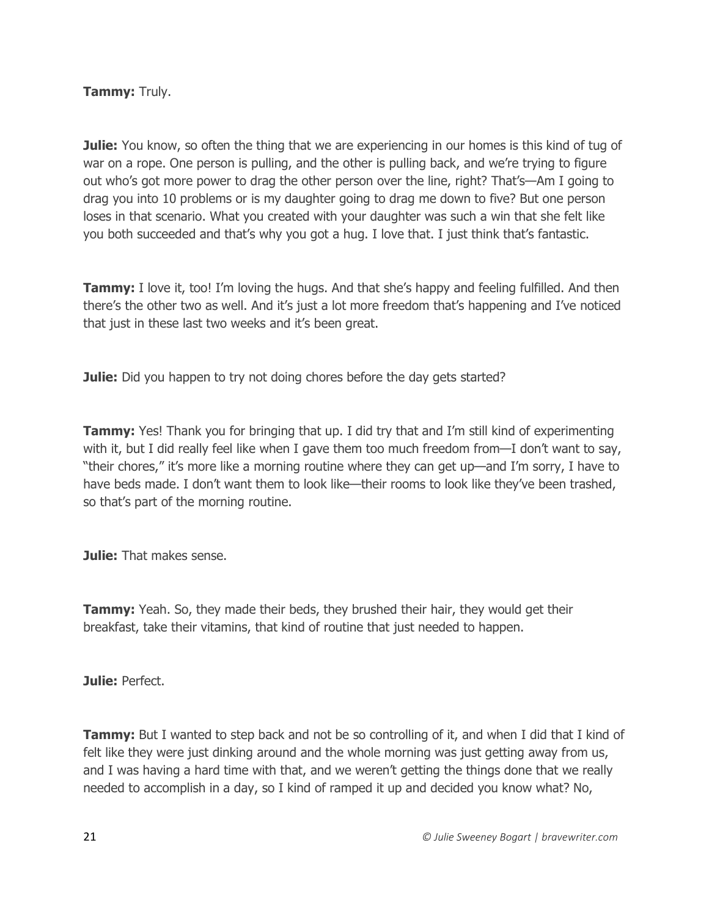**Tammy:** Truly.

**Julie:** You know, so often the thing that we are experiencing in our homes is this kind of tug of war on a rope. One person is pulling, and the other is pulling back, and we're trying to figure out who's got more power to drag the other person over the line, right? That's—Am I going to drag you into 10 problems or is my daughter going to drag me down to five? But one person loses in that scenario. What you created with your daughter was such a win that she felt like you both succeeded and that's why you got a hug. I love that. I just think that's fantastic.

**Tammy:** I love it, too! I'm loving the hugs. And that she's happy and feeling fulfilled. And then there's the other two as well. And it's just a lot more freedom that's happening and I've noticed that just in these last two weeks and it's been great.

**Julie:** Did you happen to try not doing chores before the day gets started?

**Tammy:** Yes! Thank you for bringing that up. I did try that and I'm still kind of experimenting with it, but I did really feel like when I gave them too much freedom from—I don't want to say, "their chores," it's more like a morning routine where they can get up—and I'm sorry, I have to have beds made. I don't want them to look like—their rooms to look like they've been trashed, so that's part of the morning routine.

**Julie:** That makes sense.

**Tammy:** Yeah. So, they made their beds, they brushed their hair, they would get their breakfast, take their vitamins, that kind of routine that just needed to happen.

**Julie:** Perfect.

**Tammy:** But I wanted to step back and not be so controlling of it, and when I did that I kind of felt like they were just dinking around and the whole morning was just getting away from us, and I was having a hard time with that, and we weren't getting the things done that we really needed to accomplish in a day, so I kind of ramped it up and decided you know what? No,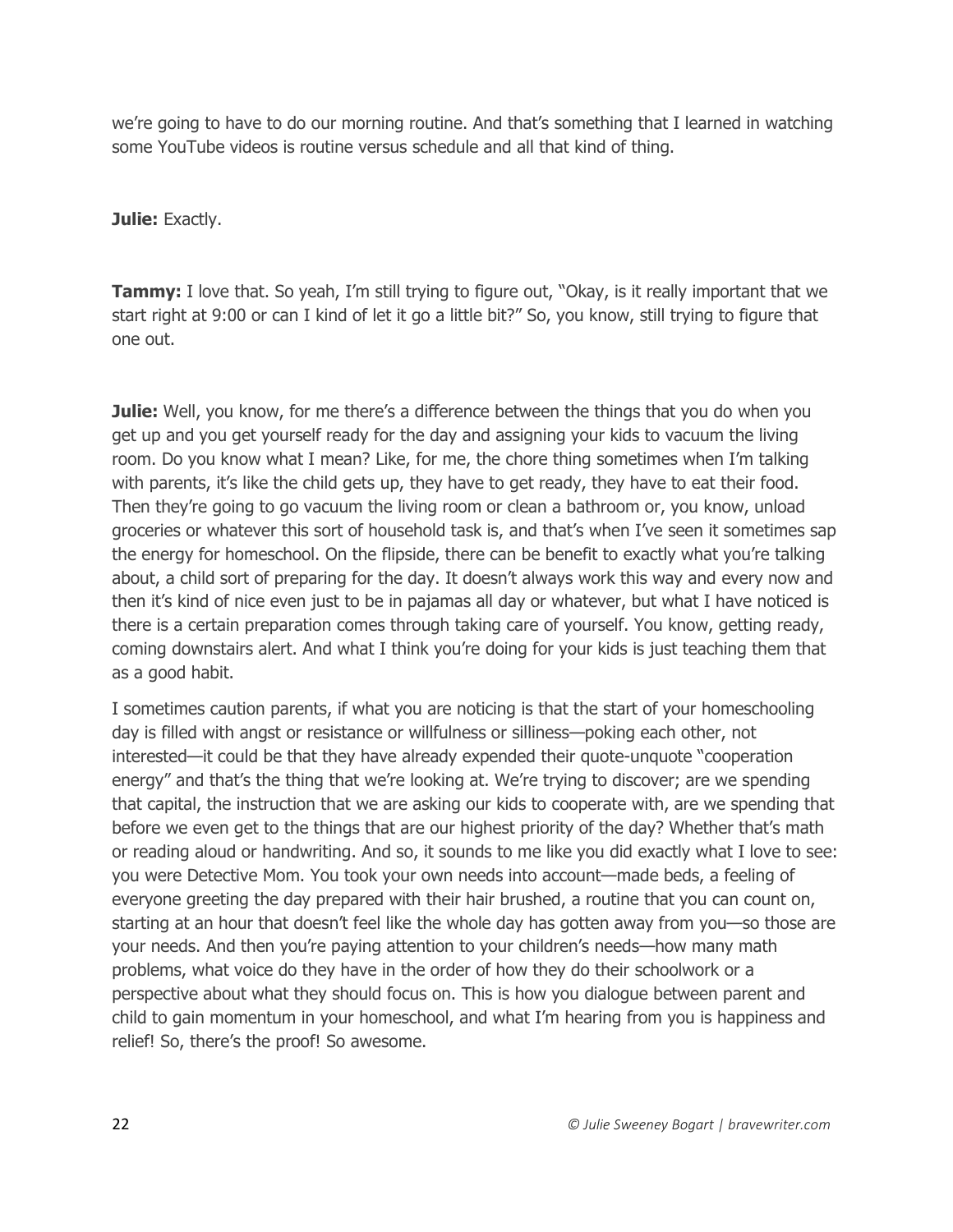we're going to have to do our morning routine. And that's something that I learned in watching some YouTube videos is routine versus schedule and all that kind of thing.

**Julie:** Exactly.

**Tammy:** I love that. So yeah, I'm still trying to figure out, "Okay, is it really important that we start right at 9:00 or can I kind of let it go a little bit?" So, you know, still trying to figure that one out.

**Julie:** Well, you know, for me there's a difference between the things that you do when you get up and you get yourself ready for the day and assigning your kids to vacuum the living room. Do you know what I mean? Like, for me, the chore thing sometimes when I'm talking with parents, it's like the child gets up, they have to get ready, they have to eat their food. Then they're going to go vacuum the living room or clean a bathroom or, you know, unload groceries or whatever this sort of household task is, and that's when I've seen it sometimes sap the energy for homeschool. On the flipside, there can be benefit to exactly what you're talking about, a child sort of preparing for the day. It doesn't always work this way and every now and then it's kind of nice even just to be in pajamas all day or whatever, but what I have noticed is there is a certain preparation comes through taking care of yourself. You know, getting ready, coming downstairs alert. And what I think you're doing for your kids is just teaching them that as a good habit.

I sometimes caution parents, if what you are noticing is that the start of your homeschooling day is filled with angst or resistance or willfulness or silliness—poking each other, not interested—it could be that they have already expended their quote-unquote "cooperation energy" and that's the thing that we're looking at. We're trying to discover; are we spending that capital, the instruction that we are asking our kids to cooperate with, are we spending that before we even get to the things that are our highest priority of the day? Whether that's math or reading aloud or handwriting. And so, it sounds to me like you did exactly what I love to see: you were Detective Mom. You took your own needs into account—made beds, a feeling of everyone greeting the day prepared with their hair brushed, a routine that you can count on, starting at an hour that doesn't feel like the whole day has gotten away from you—so those are your needs. And then you're paying attention to your children's needs—how many math problems, what voice do they have in the order of how they do their schoolwork or a perspective about what they should focus on. This is how you dialogue between parent and child to gain momentum in your homeschool, and what I'm hearing from you is happiness and relief! So, there's the proof! So awesome.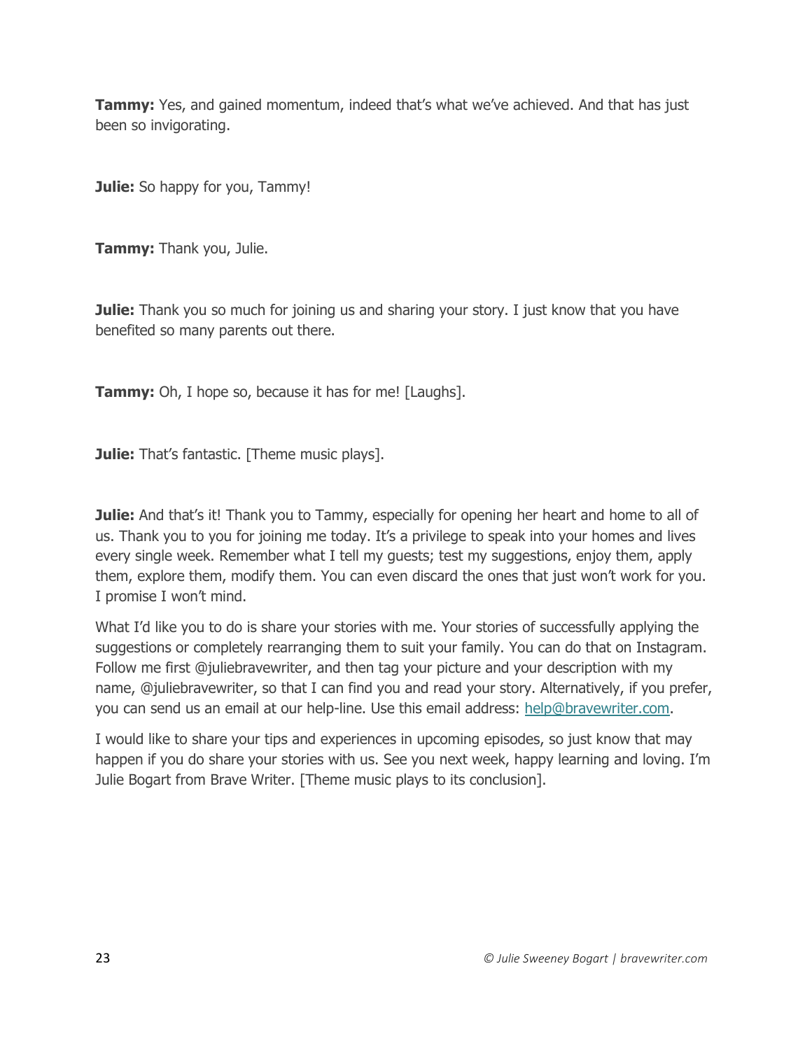**Tammy:** Yes, and gained momentum, indeed that's what we've achieved. And that has just been so invigorating.

**Julie:** So happy for you, Tammy!

**Tammy:** Thank you, Julie.

**Julie:** Thank you so much for joining us and sharing your story. I just know that you have benefited so many parents out there.

**Tammy:** Oh, I hope so, because it has for me! [Laughs].

**Julie:** That's fantastic. [Theme music plays].

**Julie:** And that's it! Thank you to Tammy, especially for opening her heart and home to all of us. Thank you to you for joining me today. It's a privilege to speak into your homes and lives every single week. Remember what I tell my guests; test my suggestions, enjoy them, apply them, explore them, modify them. You can even discard the ones that just won't work for you. I promise I won't mind.

What I'd like you to do is share your stories with me. Your stories of successfully applying the suggestions or completely rearranging them to suit your family. You can do that on Instagram. Follow me first @juliebravewriter, and then tag your picture and your description with my name, @juliebravewriter, so that I can find you and read your story. Alternatively, if you prefer, you can send us an email at our help-line. Use this email address: help@bravewriter.com.

I would like to share your tips and experiences in upcoming episodes, so just know that may happen if you do share your stories with us. See you next week, happy learning and loving. I'm Julie Bogart from Brave Writer. [Theme music plays to its conclusion].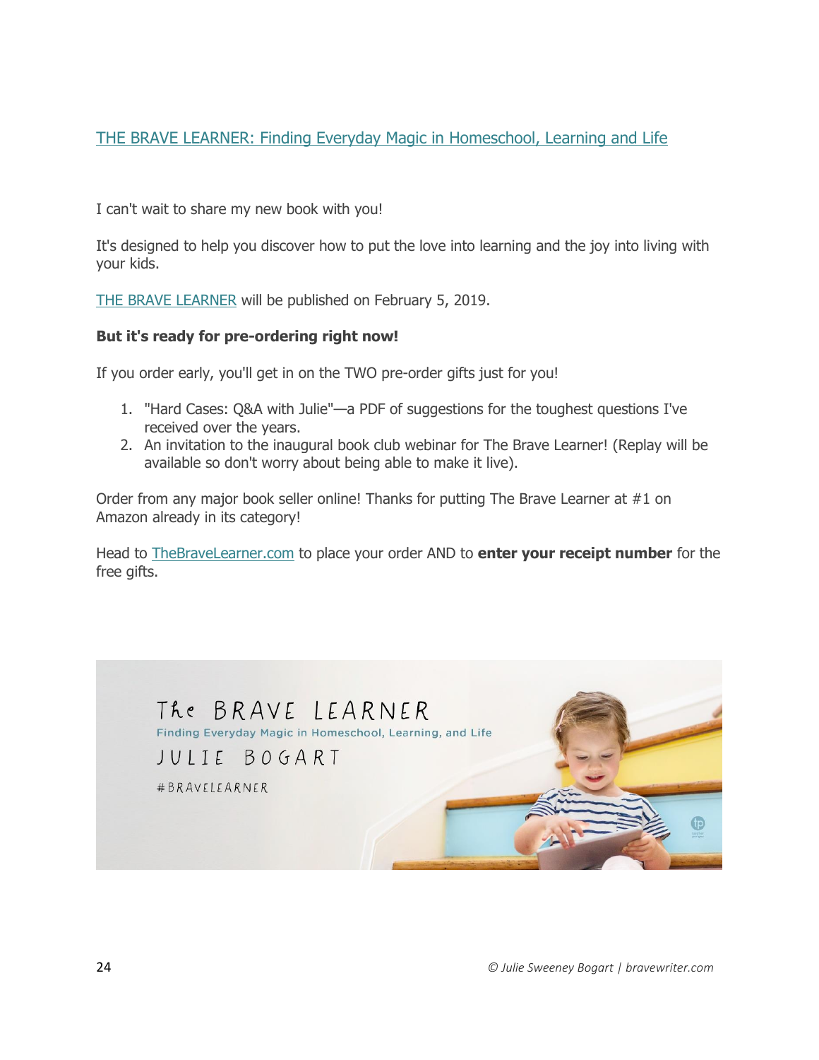[THE BRAVE LEARNER: Finding Everyday Magic in Homeschool, Learning and Life]

I can't wait to share my new book with you!

It's designed to help you discover how to put the love into learning and the joy into living with your kids.

THE BRAVE LEARNER will be published on February 5, 2019.

**But it's ready for pre-ordering right now!**

If you order early, you'll get in on the TWO pre-order gifts just for you!

1. "Hard Cases: Q&A with Julie"—a PDF of suggestions for the toughest questions I've received over the years.
2. An invitation to the inaugural book club webinar for The Brave Learner! (Replay will be available so don't worry about being able to make it live).

Order from any major book seller online! Thanks for putting The Brave Learner at #1 on Amazon already in its category!

Head to TheBraveLearner.com to place your order AND to **enter your receipt number** for the free gifts.

The BRAVE LEARNER

Finding Everyday Magic in Homeschool, Learning, and Life

JULIE BOGART

#BRAVELEARNER